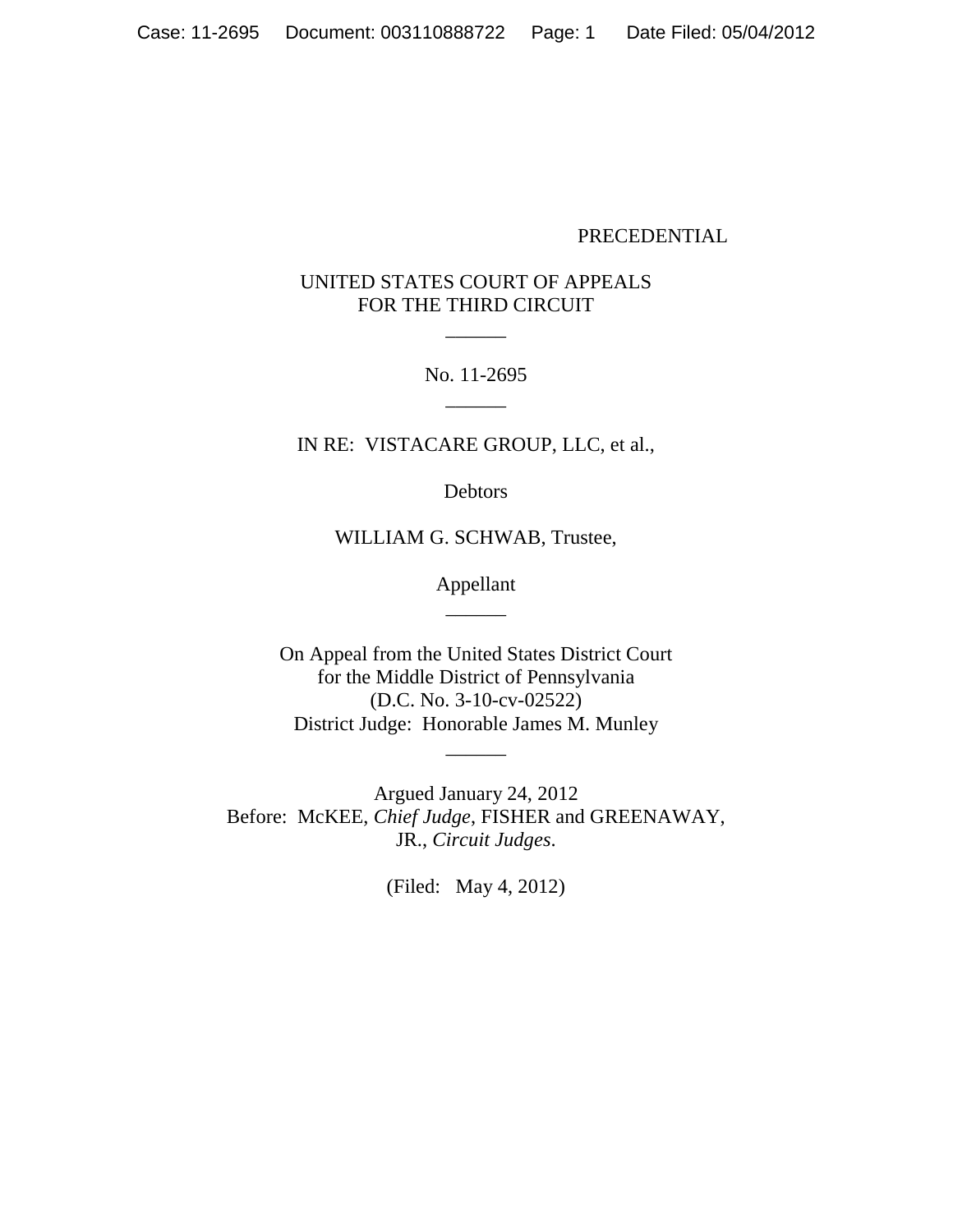PRECEDENTIAL

UNITED STATES COURT OF APPEALS
FOR THE THIRD CIRCUIT

______

No. 11-2695

______

IN RE: VISTACARE GROUP, LLC, et al.,

Debtors

WILLIAM G. SCHWAB, Trustee,

Appellant

______

On Appeal from the United States District Court
for the Middle District of Pennsylvania
(D.C. No. 3-10-cv-02522)
District Judge: Honorable James M. Munley

______

Argued January 24, 2012
Before: McKEE, *Chief Judge*, FISHER and GREENAWAY, JR., *Circuit Judges*.

(Filed: May 4, 2012)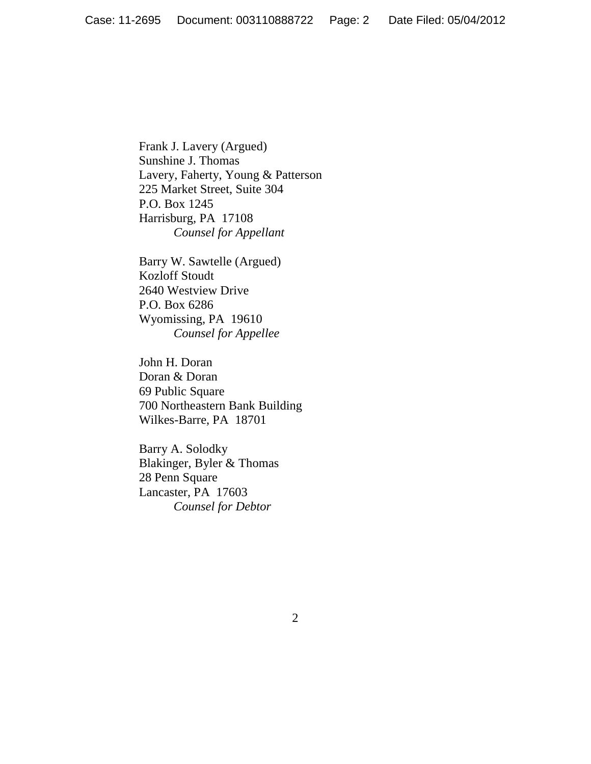Frank J. Lavery (Argued)
Sunshine J. Thomas
Lavery, Faherty, Young & Patterson
225 Market Street, Suite 304
P.O. Box 1245
Harrisburg, PA 17108
*Counsel for Appellant*

Barry W. Sawtelle (Argued)
Kozloff Stoudt
2640 Westview Drive
P.O. Box 6286
Wyomissing, PA 19610
*Counsel for Appellee*

John H. Doran
Doran & Doran
69 Public Square
700 Northeastern Bank Building
Wilkes-Barre, PA 18701

Barry A. Solodky
Blakinger, Byler & Thomas
28 Penn Square
Lancaster, PA 17603
*Counsel for Debtor*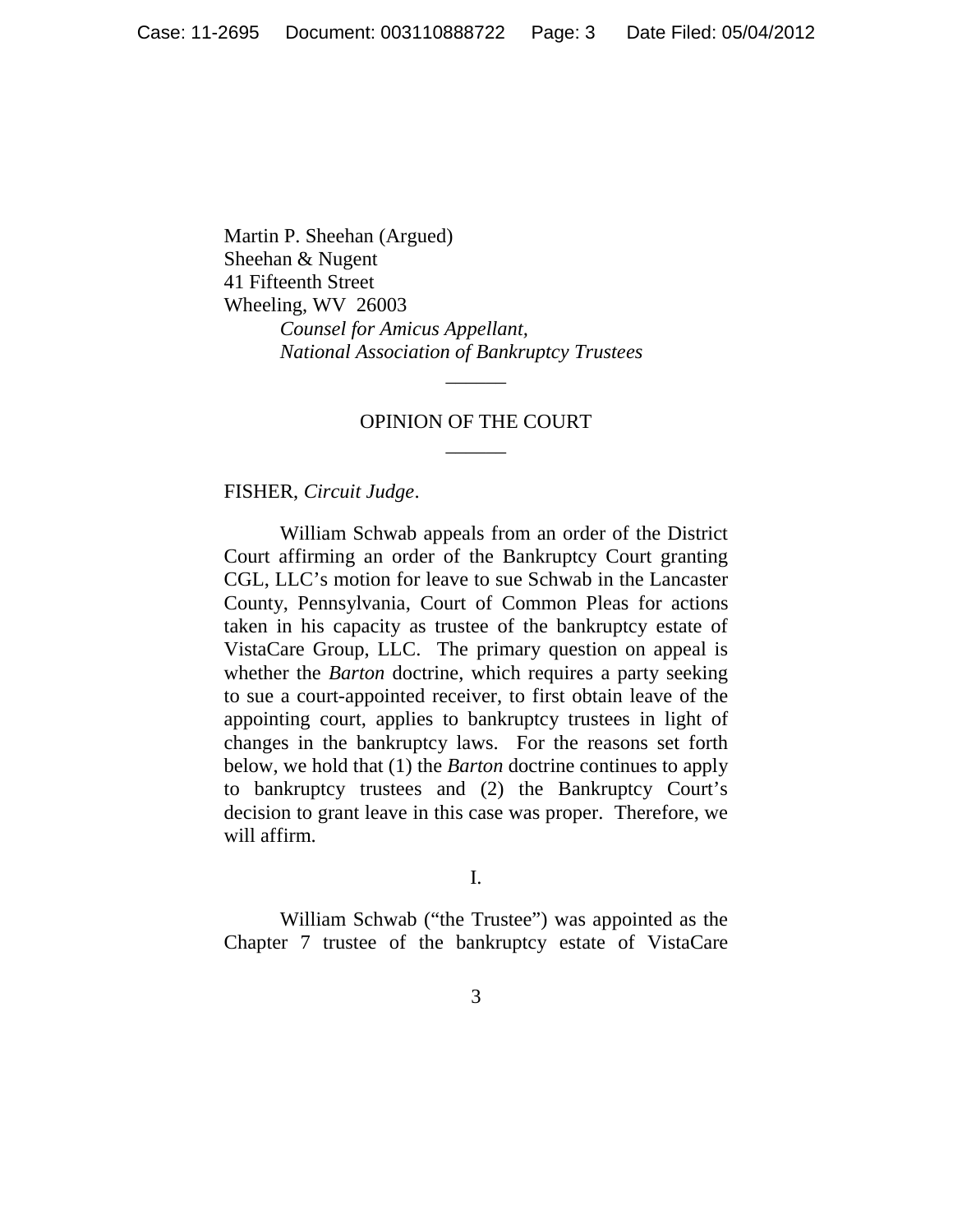Martin P. Sheehan (Argued)
Sheehan & Nugent
41 Fifteenth Street
Wheeling, WV 26003
*Counsel for Amicus Appellant,*
*National Association of Bankruptcy Trustees*

______

OPINION OF THE COURT

______

FISHER, *Circuit Judge*.

William Schwab appeals from an order of the District Court affirming an order of the Bankruptcy Court granting CGL, LLC's motion for leave to sue Schwab in the Lancaster County, Pennsylvania, Court of Common Pleas for actions taken in his capacity as trustee of the bankruptcy estate of VistaCare Group, LLC. The primary question on appeal is whether the *Barton* doctrine, which requires a party seeking to sue a court-appointed receiver, to first obtain leave of the appointing court, applies to bankruptcy trustees in light of changes in the bankruptcy laws. For the reasons set forth below, we hold that (1) the *Barton* doctrine continues to apply to bankruptcy trustees and (2) the Bankruptcy Court's decision to grant leave in this case was proper. Therefore, we will affirm.

I.

William Schwab ("the Trustee") was appointed as the Chapter 7 trustee of the bankruptcy estate of VistaCare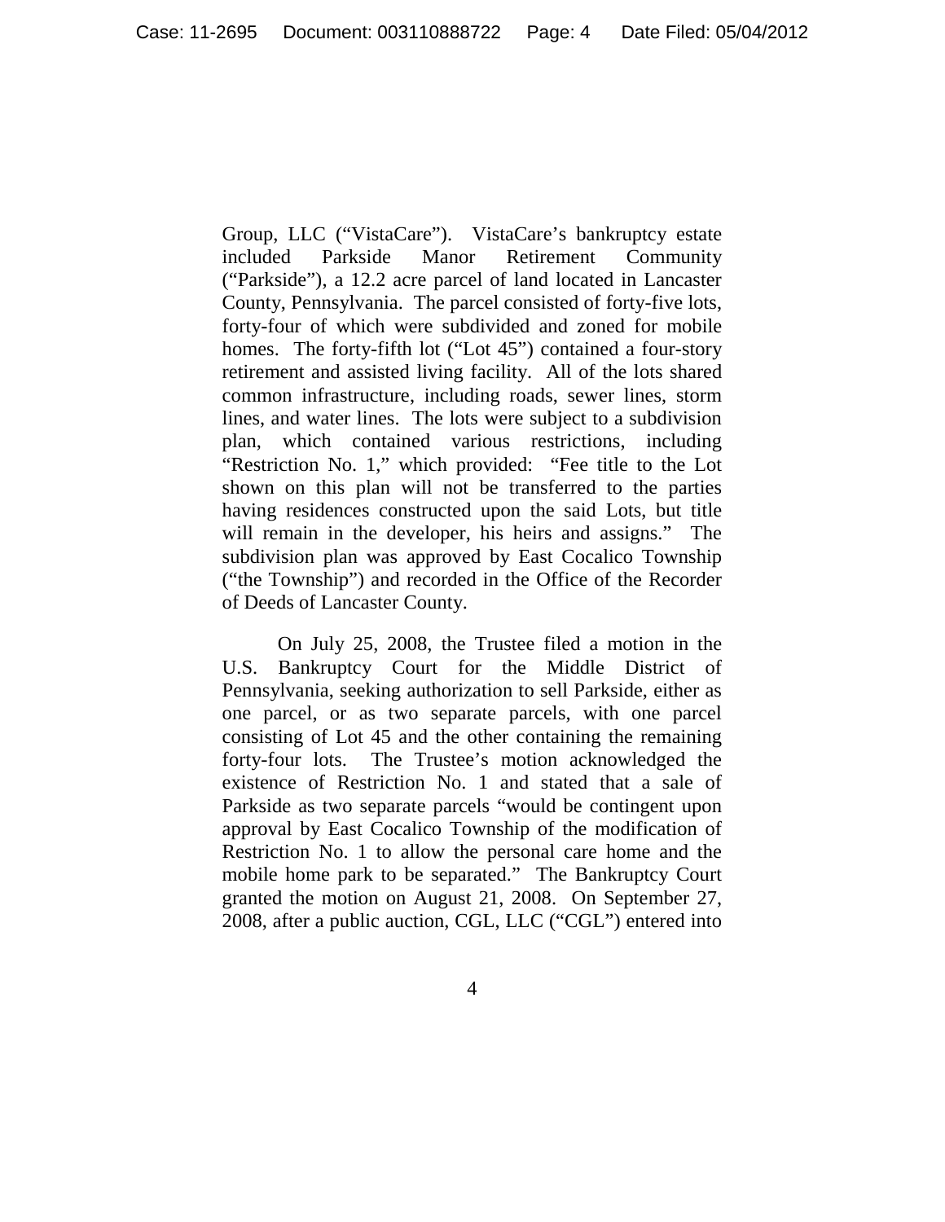Group, LLC ("VistaCare"). VistaCare's bankruptcy estate included Parkside Manor Retirement Community ("Parkside"), a 12.2 acre parcel of land located in Lancaster County, Pennsylvania. The parcel consisted of forty-five lots, forty-four of which were subdivided and zoned for mobile homes. The forty-fifth lot ("Lot 45") contained a four-story retirement and assisted living facility. All of the lots shared common infrastructure, including roads, sewer lines, storm lines, and water lines. The lots were subject to a subdivision plan, which contained various restrictions, including "Restriction No. 1," which provided: "Fee title to the Lot shown on this plan will not be transferred to the parties having residences constructed upon the said Lots, but title will remain in the developer, his heirs and assigns." The subdivision plan was approved by East Cocalico Township ("the Township") and recorded in the Office of the Recorder of Deeds of Lancaster County.

On July 25, 2008, the Trustee filed a motion in the U.S. Bankruptcy Court for the Middle District of Pennsylvania, seeking authorization to sell Parkside, either as one parcel, or as two separate parcels, with one parcel consisting of Lot 45 and the other containing the remaining forty-four lots. The Trustee's motion acknowledged the existence of Restriction No. 1 and stated that a sale of Parkside as two separate parcels "would be contingent upon approval by East Cocalico Township of the modification of Restriction No. 1 to allow the personal care home and the mobile home park to be separated." The Bankruptcy Court granted the motion on August 21, 2008. On September 27, 2008, after a public auction, CGL, LLC ("CGL") entered into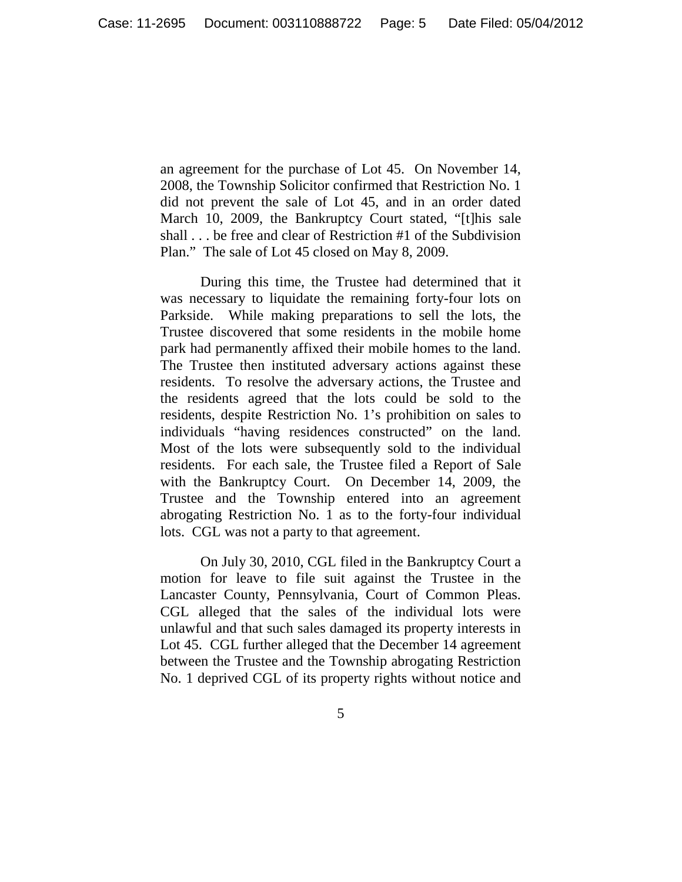an agreement for the purchase of Lot 45. On November 14, 2008, the Township Solicitor confirmed that Restriction No. 1 did not prevent the sale of Lot 45, and in an order dated March 10, 2009, the Bankruptcy Court stated, "[t]his sale shall . . . be free and clear of Restriction #1 of the Subdivision Plan." The sale of Lot 45 closed on May 8, 2009.

During this time, the Trustee had determined that it was necessary to liquidate the remaining forty-four lots on Parkside. While making preparations to sell the lots, the Trustee discovered that some residents in the mobile home park had permanently affixed their mobile homes to the land. The Trustee then instituted adversary actions against these residents. To resolve the adversary actions, the Trustee and the residents agreed that the lots could be sold to the residents, despite Restriction No. 1's prohibition on sales to individuals "having residences constructed" on the land. Most of the lots were subsequently sold to the individual residents. For each sale, the Trustee filed a Report of Sale with the Bankruptcy Court. On December 14, 2009, the Trustee and the Township entered into an agreement abrogating Restriction No. 1 as to the forty-four individual lots. CGL was not a party to that agreement.

On July 30, 2010, CGL filed in the Bankruptcy Court a motion for leave to file suit against the Trustee in the Lancaster County, Pennsylvania, Court of Common Pleas. CGL alleged that the sales of the individual lots were unlawful and that such sales damaged its property interests in Lot 45. CGL further alleged that the December 14 agreement between the Trustee and the Township abrogating Restriction No. 1 deprived CGL of its property rights without notice and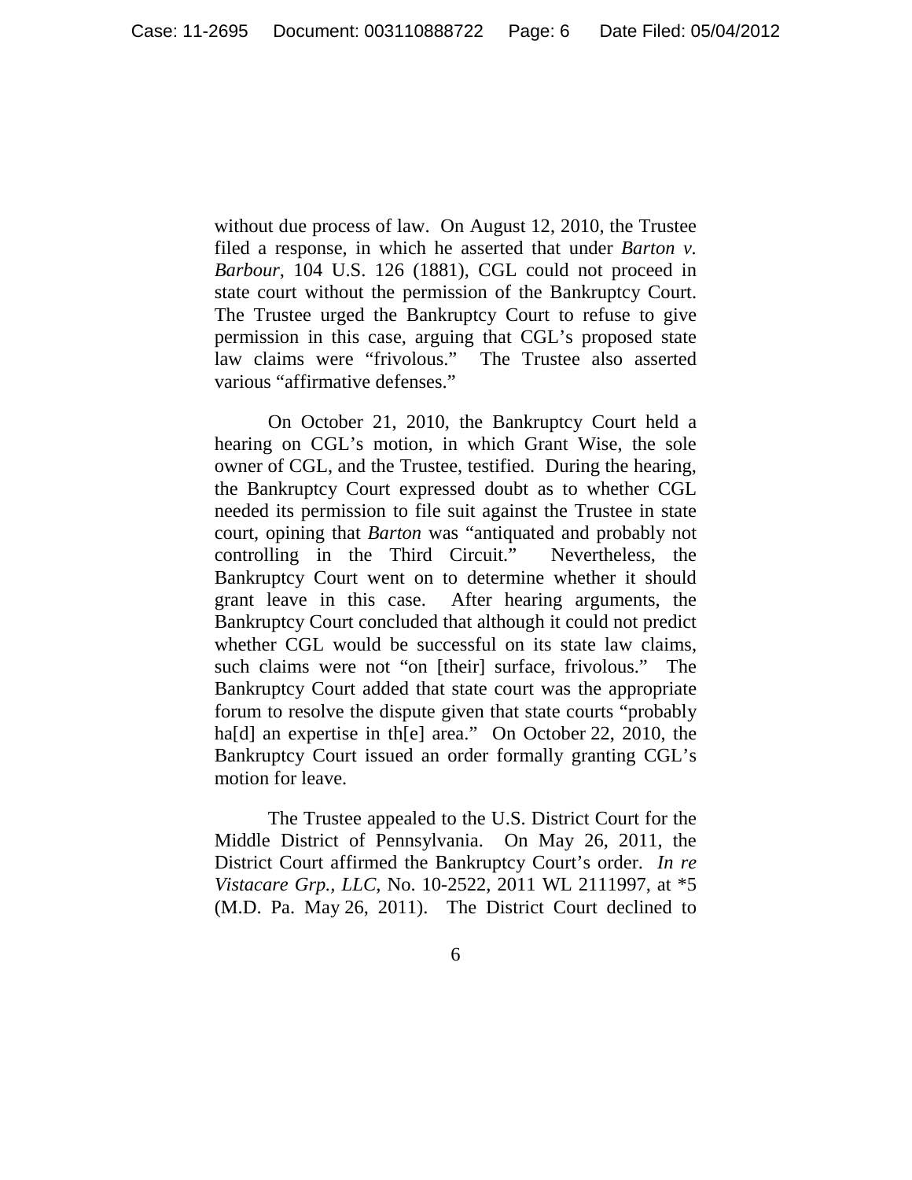without due process of law. On August 12, 2010, the Trustee filed a response, in which he asserted that under *Barton v. Barbour*, 104 U.S. 126 (1881), CGL could not proceed in state court without the permission of the Bankruptcy Court. The Trustee urged the Bankruptcy Court to refuse to give permission in this case, arguing that CGL's proposed state law claims were "frivolous." The Trustee also asserted various "affirmative defenses."

On October 21, 2010, the Bankruptcy Court held a hearing on CGL's motion, in which Grant Wise, the sole owner of CGL, and the Trustee, testified. During the hearing, the Bankruptcy Court expressed doubt as to whether CGL needed its permission to file suit against the Trustee in state court, opining that *Barton* was "antiquated and probably not controlling in the Third Circuit." Nevertheless, the Bankruptcy Court went on to determine whether it should grant leave in this case. After hearing arguments, the Bankruptcy Court concluded that although it could not predict whether CGL would be successful on its state law claims, such claims were not "on [their] surface, frivolous." The Bankruptcy Court added that state court was the appropriate forum to resolve the dispute given that state courts "probably ha[d] an expertise in th[e] area." On October 22, 2010, the Bankruptcy Court issued an order formally granting CGL's motion for leave.

The Trustee appealed to the U.S. District Court for the Middle District of Pennsylvania. On May 26, 2011, the District Court affirmed the Bankruptcy Court's order. *In re Vistacare Grp., LLC*, No. 10-2522, 2011 WL 2111997, at *5 (M.D. Pa. May 26, 2011). The District Court declined to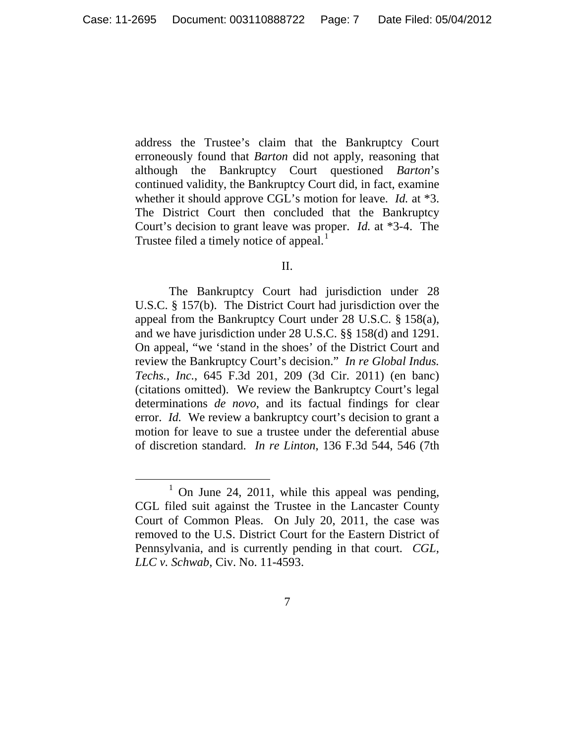address the Trustee's claim that the Bankruptcy Court erroneously found that *Barton* did not apply, reasoning that although the Bankruptcy Court questioned *Barton*'s continued validity, the Bankruptcy Court did, in fact, examine whether it should approve CGL's motion for leave. *Id.* at *3. The District Court then concluded that the Bankruptcy Court's decision to grant leave was proper. *Id.* at *3-4. The Trustee filed a timely notice of appeal.[1]

II.

The Bankruptcy Court had jurisdiction under 28 U.S.C. § 157(b). The District Court had jurisdiction over the appeal from the Bankruptcy Court under 28 U.S.C. § 158(a), and we have jurisdiction under 28 U.S.C. §§ 158(d) and 1291. On appeal, "we 'stand in the shoes' of the District Court and review the Bankruptcy Court's decision." *In re Global Indus. Techs., Inc.*, 645 F.3d 201, 209 (3d Cir. 2011) (en banc) (citations omitted). We review the Bankruptcy Court's legal determinations *de novo*, and its factual findings for clear error. *Id.* We review a bankruptcy court's decision to grant a motion for leave to sue a trustee under the deferential abuse of discretion standard. *In re Linton*, 136 F.3d 544, 546 (7th

---

[1] On June 24, 2011, while this appeal was pending, CGL filed suit against the Trustee in the Lancaster County Court of Common Pleas. On July 20, 2011, the case was removed to the U.S. District Court for the Eastern District of Pennsylvania, and is currently pending in that court. *CGL, LLC v. Schwab*, Civ. No. 11-4593.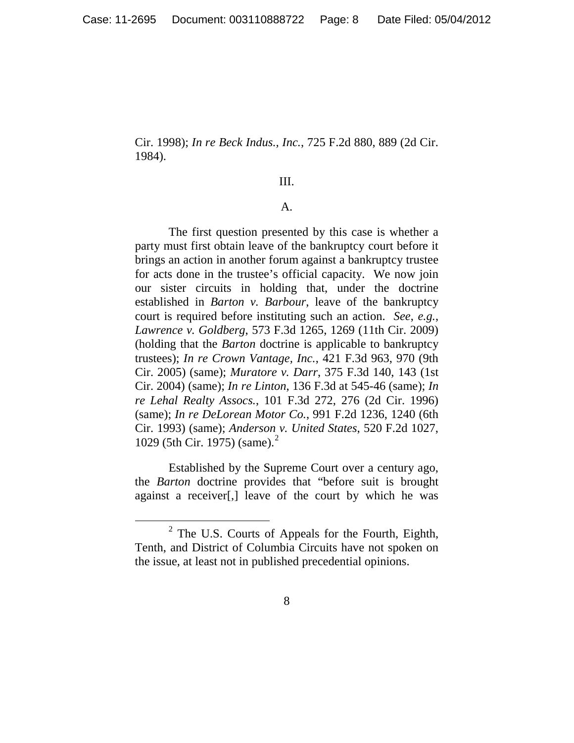Cir. 1998); *In re Beck Indus., Inc.*, 725 F.2d 880, 889 (2d Cir. 1984).

## III.

### A.

The first question presented by this case is whether a party must first obtain leave of the bankruptcy court before it brings an action in another forum against a bankruptcy trustee for acts done in the trustee's official capacity. We now join our sister circuits in holding that, under the doctrine established in *Barton v. Barbour*, leave of the bankruptcy court is required before instituting such an action. *See*, *e.g.*, *Lawrence v. Goldberg*, 573 F.3d 1265, 1269 (11th Cir. 2009) (holding that the *Barton* doctrine is applicable to bankruptcy trustees); *In re Crown Vantage, Inc.*, 421 F.3d 963, 970 (9th Cir. 2005) (same); *Muratore v. Darr*, 375 F.3d 140, 143 (1st Cir. 2004) (same); *In re Linton*, 136 F.3d at 545-46 (same); *In re Lehal Realty Assocs.*, 101 F.3d 272, 276 (2d Cir. 1996) (same); *In re DeLorean Motor Co.*, 991 F.2d 1236, 1240 (6th Cir. 1993) (same); *Anderson v. United States*, 520 F.2d 1027, 1029 (5th Cir. 1975) (same).[2]

Established by the Supreme Court over a century ago, the *Barton* doctrine provides that "before suit is brought against a receiver[,] leave of the court by which he was

---

[2] The U.S. Courts of Appeals for the Fourth, Eighth, Tenth, and District of Columbia Circuits have not spoken on the issue, at least not in published precedential opinions.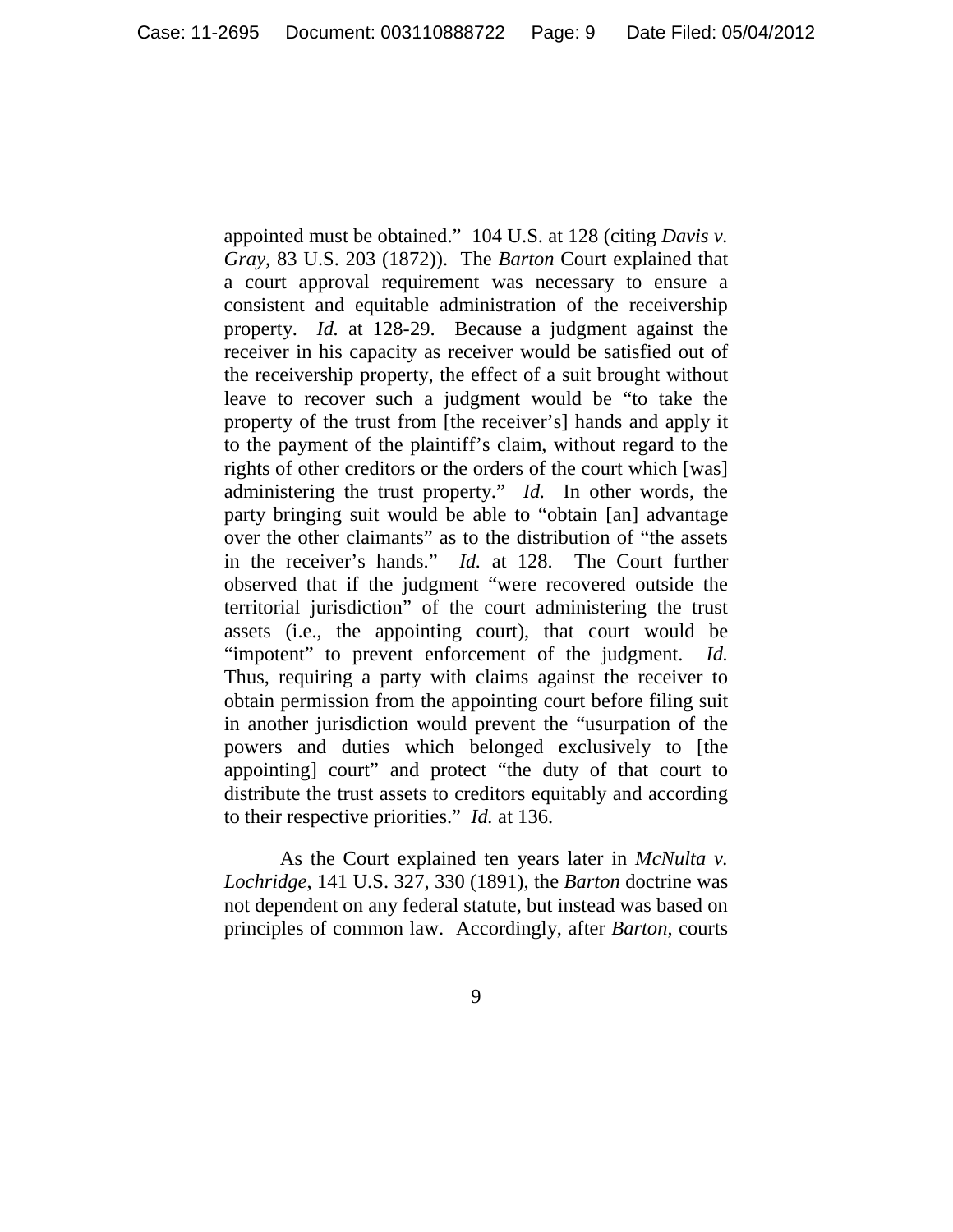appointed must be obtained." 104 U.S. at 128 (citing *Davis v. Gray*, 83 U.S. 203 (1872)). The *Barton* Court explained that a court approval requirement was necessary to ensure a consistent and equitable administration of the receivership property. *Id.* at 128-29. Because a judgment against the receiver in his capacity as receiver would be satisfied out of the receivership property, the effect of a suit brought without leave to recover such a judgment would be "to take the property of the trust from [the receiver's] hands and apply it to the payment of the plaintiff's claim, without regard to the rights of other creditors or the orders of the court which [was] administering the trust property." *Id.* In other words, the party bringing suit would be able to "obtain [an] advantage over the other claimants" as to the distribution of "the assets in the receiver's hands." *Id.* at 128. The Court further observed that if the judgment "were recovered outside the territorial jurisdiction" of the court administering the trust assets (i.e., the appointing court), that court would be "impotent" to prevent enforcement of the judgment. *Id.* Thus, requiring a party with claims against the receiver to obtain permission from the appointing court before filing suit in another jurisdiction would prevent the "usurpation of the powers and duties which belonged exclusively to [the appointing] court" and protect "the duty of that court to distribute the trust assets to creditors equitably and according to their respective priorities." *Id.* at 136.

As the Court explained ten years later in *McNulta v. Lochridge*, 141 U.S. 327, 330 (1891), the *Barton* doctrine was not dependent on any federal statute, but instead was based on principles of common law. Accordingly, after *Barton*, courts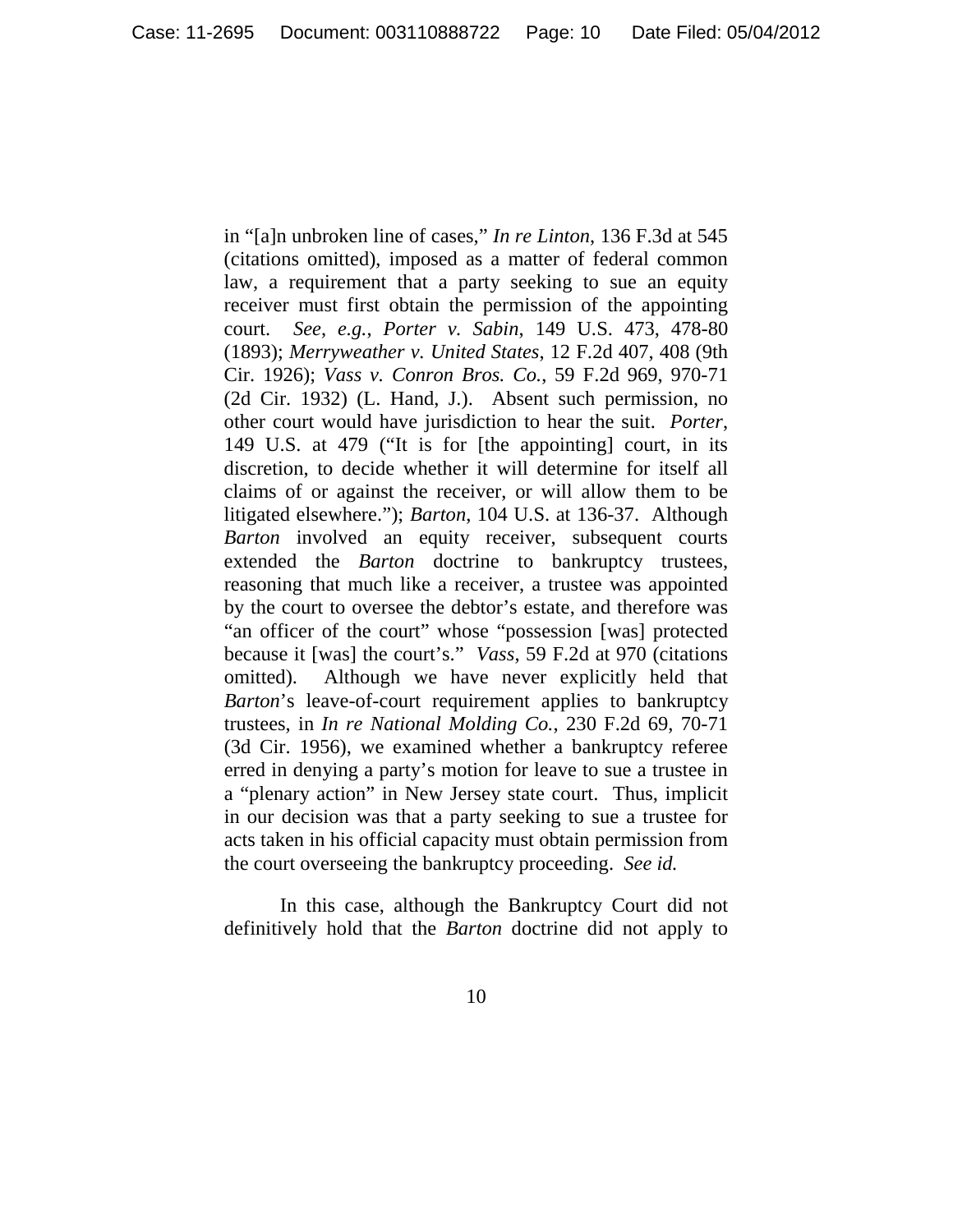in "[a]n unbroken line of cases," *In re Linton*, 136 F.3d at 545 (citations omitted), imposed as a matter of federal common law, a requirement that a party seeking to sue an equity receiver must first obtain the permission of the appointing court. *See, e.g.*, *Porter v. Sabin*, 149 U.S. 473, 478-80 (1893); *Merryweather v. United States*, 12 F.2d 407, 408 (9th Cir. 1926); *Vass v. Conron Bros. Co.*, 59 F.2d 969, 970-71 (2d Cir. 1932) (L. Hand, J.). Absent such permission, no other court would have jurisdiction to hear the suit. *Porter*, 149 U.S. at 479 ("It is for [the appointing] court, in its discretion, to decide whether it will determine for itself all claims of or against the receiver, or will allow them to be litigated elsewhere."); *Barton*, 104 U.S. at 136-37. Although *Barton* involved an equity receiver, subsequent courts extended the *Barton* doctrine to bankruptcy trustees, reasoning that much like a receiver, a trustee was appointed by the court to oversee the debtor's estate, and therefore was "an officer of the court" whose "possession [was] protected because it [was] the court's." *Vass*, 59 F.2d at 970 (citations omitted). Although we have never explicitly held that *Barton*'s leave-of-court requirement applies to bankruptcy trustees, in *In re National Molding Co.*, 230 F.2d 69, 70-71 (3d Cir. 1956), we examined whether a bankruptcy referee erred in denying a party's motion for leave to sue a trustee in a "plenary action" in New Jersey state court. Thus, implicit in our decision was that a party seeking to sue a trustee for acts taken in his official capacity must obtain permission from the court overseeing the bankruptcy proceeding. *See id.*

In this case, although the Bankruptcy Court did not definitively hold that the *Barton* doctrine did not apply to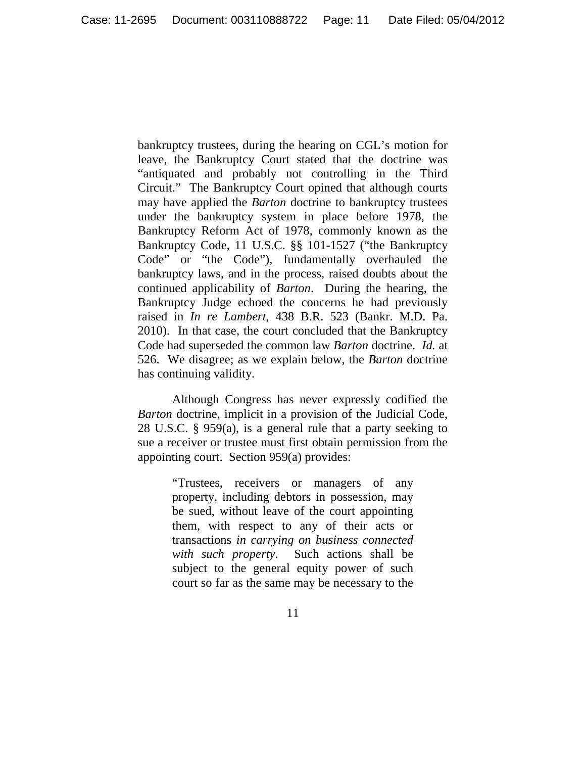bankruptcy trustees, during the hearing on CGL's motion for leave, the Bankruptcy Court stated that the doctrine was "antiquated and probably not controlling in the Third Circuit." The Bankruptcy Court opined that although courts may have applied the *Barton* doctrine to bankruptcy trustees under the bankruptcy system in place before 1978, the Bankruptcy Reform Act of 1978, commonly known as the Bankruptcy Code, 11 U.S.C. §§ 101-1527 ("the Bankruptcy Code" or "the Code"), fundamentally overhauled the bankruptcy laws, and in the process, raised doubts about the continued applicability of *Barton*. During the hearing, the Bankruptcy Judge echoed the concerns he had previously raised in *In re Lambert*, 438 B.R. 523 (Bankr. M.D. Pa. 2010). In that case, the court concluded that the Bankruptcy Code had superseded the common law *Barton* doctrine. *Id.* at 526. We disagree; as we explain below, the *Barton* doctrine has continuing validity.

Although Congress has never expressly codified the *Barton* doctrine, implicit in a provision of the Judicial Code, 28 U.S.C. § 959(a), is a general rule that a party seeking to sue a receiver or trustee must first obtain permission from the appointing court. Section 959(a) provides:

> "Trustees, receivers or managers of any property, including debtors in possession, may be sued, without leave of the court appointing them, with respect to any of their acts or transactions *in carrying on business connected with such property*. Such actions shall be subject to the general equity power of such court so far as the same may be necessary to the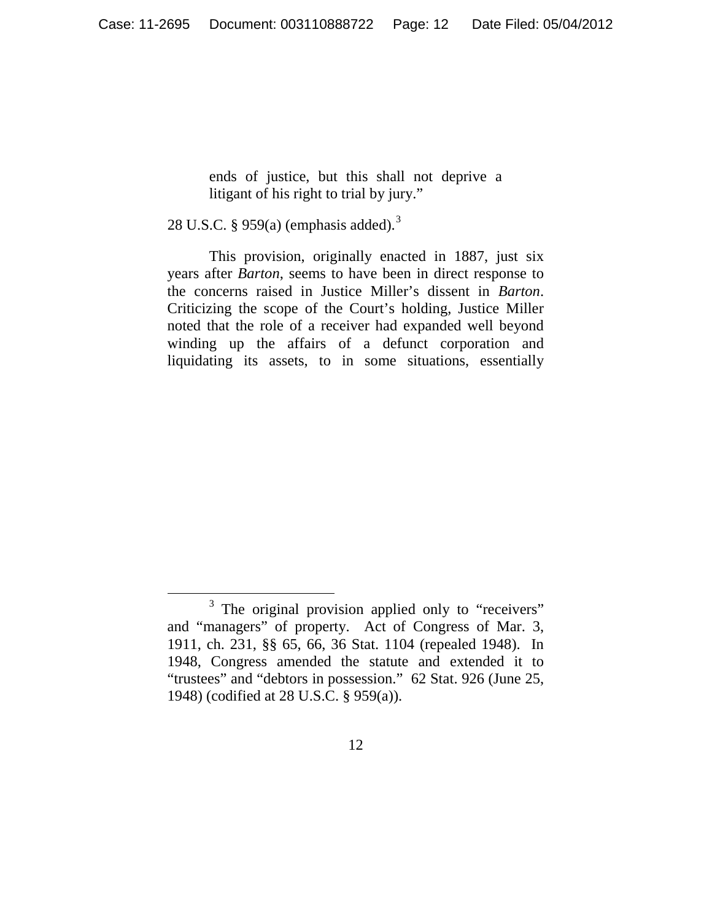> ends of justice, but this shall not deprive a litigant of his right to trial by jury."

28 U.S.C. § 959(a) (emphasis added).[3]

This provision, originally enacted in 1887, just six years after *Barton*, seems to have been in direct response to the concerns raised in Justice Miller's dissent in *Barton*. Criticizing the scope of the Court's holding, Justice Miller noted that the role of a receiver had expanded well beyond winding up the affairs of a defunct corporation and liquidating its assets, to in some situations, essentially

---

[3] The original provision applied only to "receivers" and "managers" of property. Act of Congress of Mar. 3, 1911, ch. 231, §§ 65, 66, 36 Stat. 1104 (repealed 1948). In 1948, Congress amended the statute and extended it to "trustees" and "debtors in possession." 62 Stat. 926 (June 25, 1948) (codified at 28 U.S.C. § 959(a)).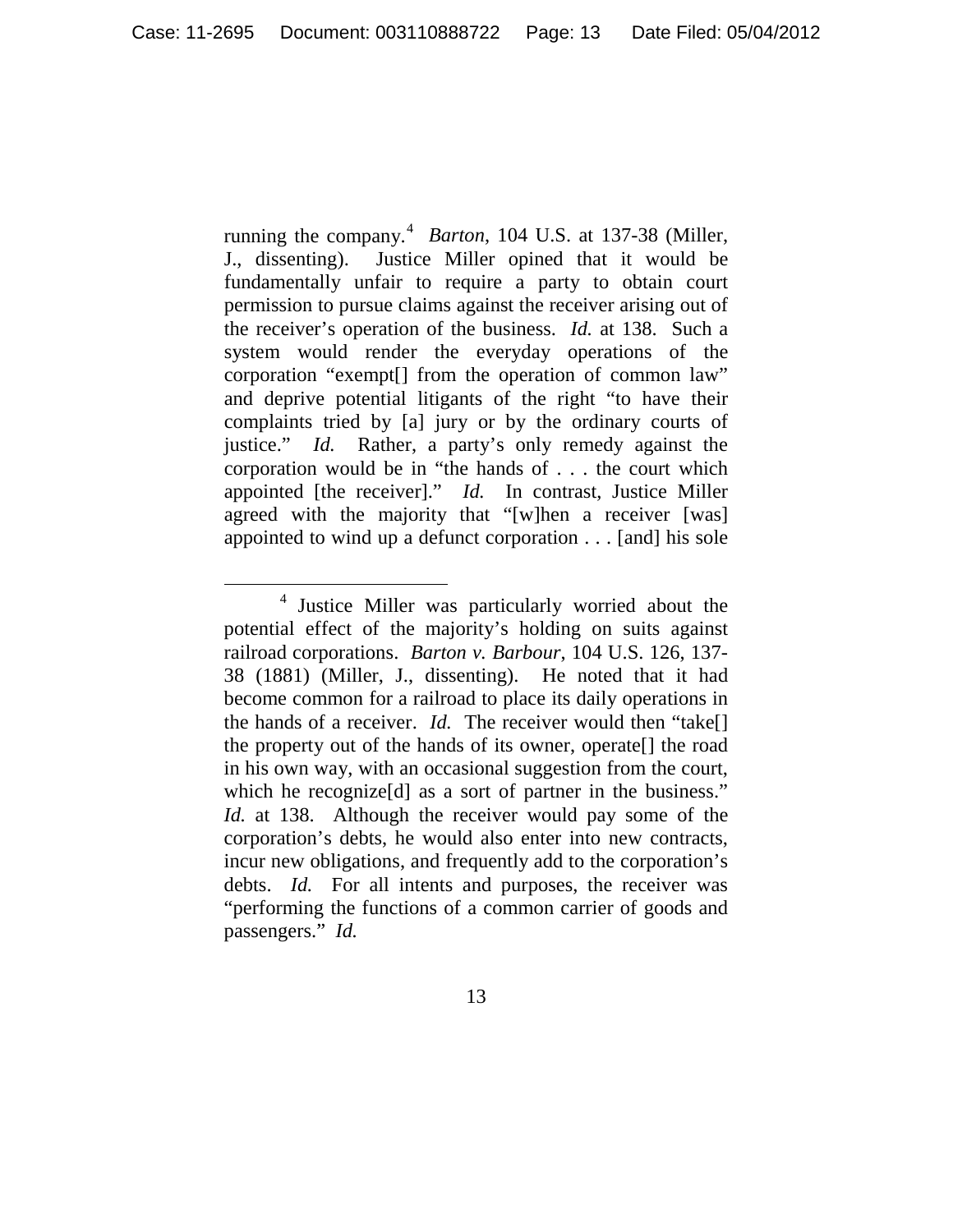running the company.[4] *Barton*, 104 U.S. at 137-38 (Miller, J., dissenting). Justice Miller opined that it would be fundamentally unfair to require a party to obtain court permission to pursue claims against the receiver arising out of the receiver's operation of the business. *Id.* at 138. Such a system would render the everyday operations of the corporation "exempt[] from the operation of common law" and deprive potential litigants of the right "to have their complaints tried by [a] jury or by the ordinary courts of justice." *Id.* Rather, a party's only remedy against the corporation would be in "the hands of . . . the court which appointed [the receiver]." *Id.* In contrast, Justice Miller agreed with the majority that "[w]hen a receiver [was] appointed to wind up a defunct corporation . . . [and] his sole

---

[4] Justice Miller was particularly worried about the potential effect of the majority's holding on suits against railroad corporations. *Barton v. Barbour*, 104 U.S. 126, 137-38 (1881) (Miller, J., dissenting). He noted that it had become common for a railroad to place its daily operations in the hands of a receiver. *Id.* The receiver would then "take[] the property out of the hands of its owner, operate[] the road in his own way, with an occasional suggestion from the court, which he recognize[d] as a sort of partner in the business." *Id.* at 138. Although the receiver would pay some of the corporation's debts, he would also enter into new contracts, incur new obligations, and frequently add to the corporation's debts. *Id.* For all intents and purposes, the receiver was "performing the functions of a common carrier of goods and passengers." *Id.*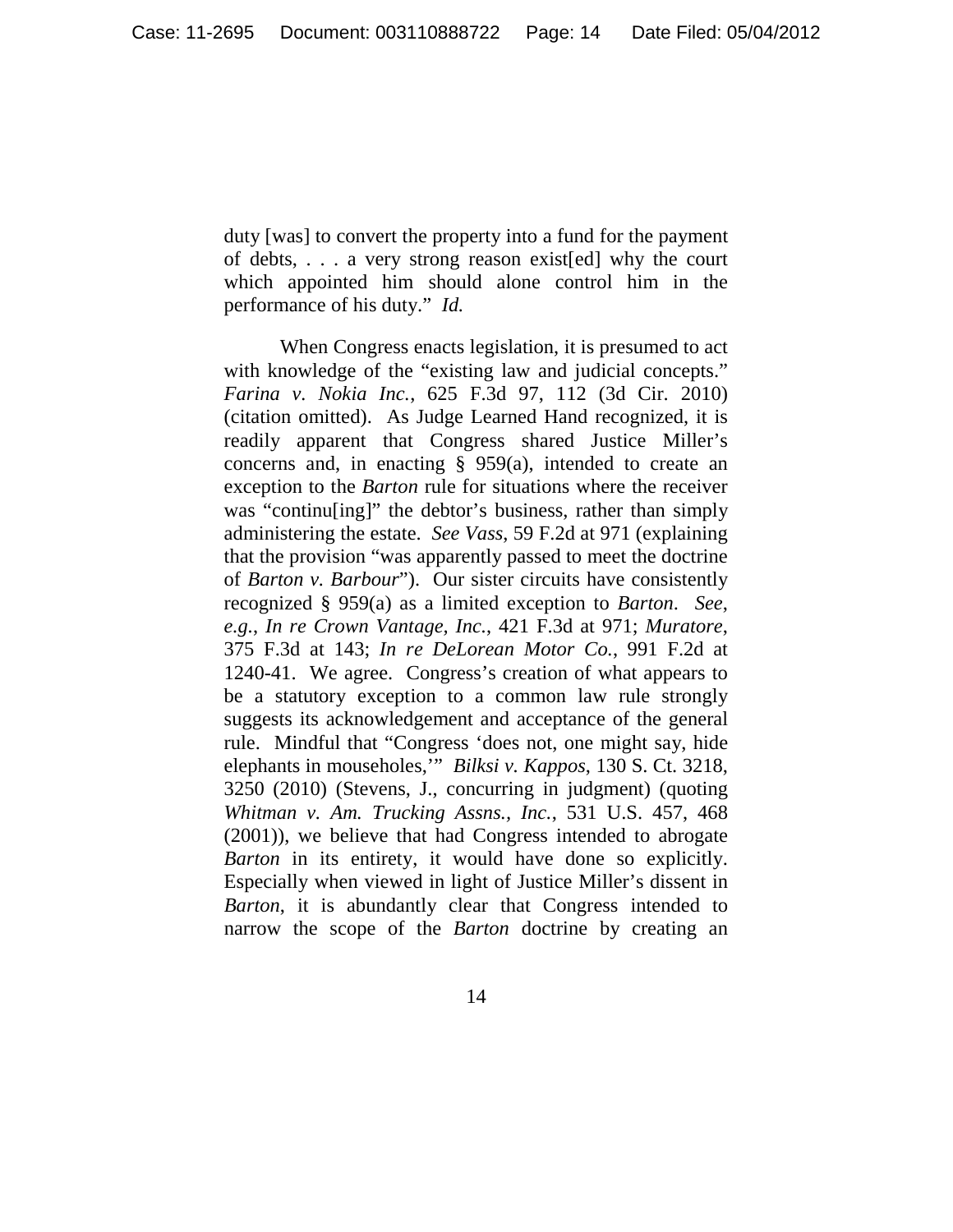duty [was] to convert the property into a fund for the payment of debts, . . . a very strong reason exist[ed] why the court which appointed him should alone control him in the performance of his duty." *Id.*

When Congress enacts legislation, it is presumed to act with knowledge of the "existing law and judicial concepts." *Farina v. Nokia Inc.*, 625 F.3d 97, 112 (3d Cir. 2010) (citation omitted). As Judge Learned Hand recognized, it is readily apparent that Congress shared Justice Miller's concerns and, in enacting § 959(a), intended to create an exception to the *Barton* rule for situations where the receiver was "continu[ing]" the debtor's business, rather than simply administering the estate. *See Vass*, 59 F.2d at 971 (explaining that the provision "was apparently passed to meet the doctrine of *Barton v. Barbour*"). Our sister circuits have consistently recognized § 959(a) as a limited exception to *Barton*. *See, e.g.*, *In re Crown Vantage, Inc.*, 421 F.3d at 971; *Muratore*, 375 F.3d at 143; *In re DeLorean Motor Co.*, 991 F.2d at 1240-41. We agree. Congress's creation of what appears to be a statutory exception to a common law rule strongly suggests its acknowledgement and acceptance of the general rule. Mindful that "Congress 'does not, one might say, hide elephants in mouseholes,'" *Bilksi v. Kappos*, 130 S. Ct. 3218, 3250 (2010) (Stevens, J., concurring in judgment) (quoting *Whitman v. Am. Trucking Assns., Inc.*, 531 U.S. 457, 468 (2001)), we believe that had Congress intended to abrogate *Barton* in its entirety, it would have done so explicitly. Especially when viewed in light of Justice Miller's dissent in *Barton*, it is abundantly clear that Congress intended to narrow the scope of the *Barton* doctrine by creating an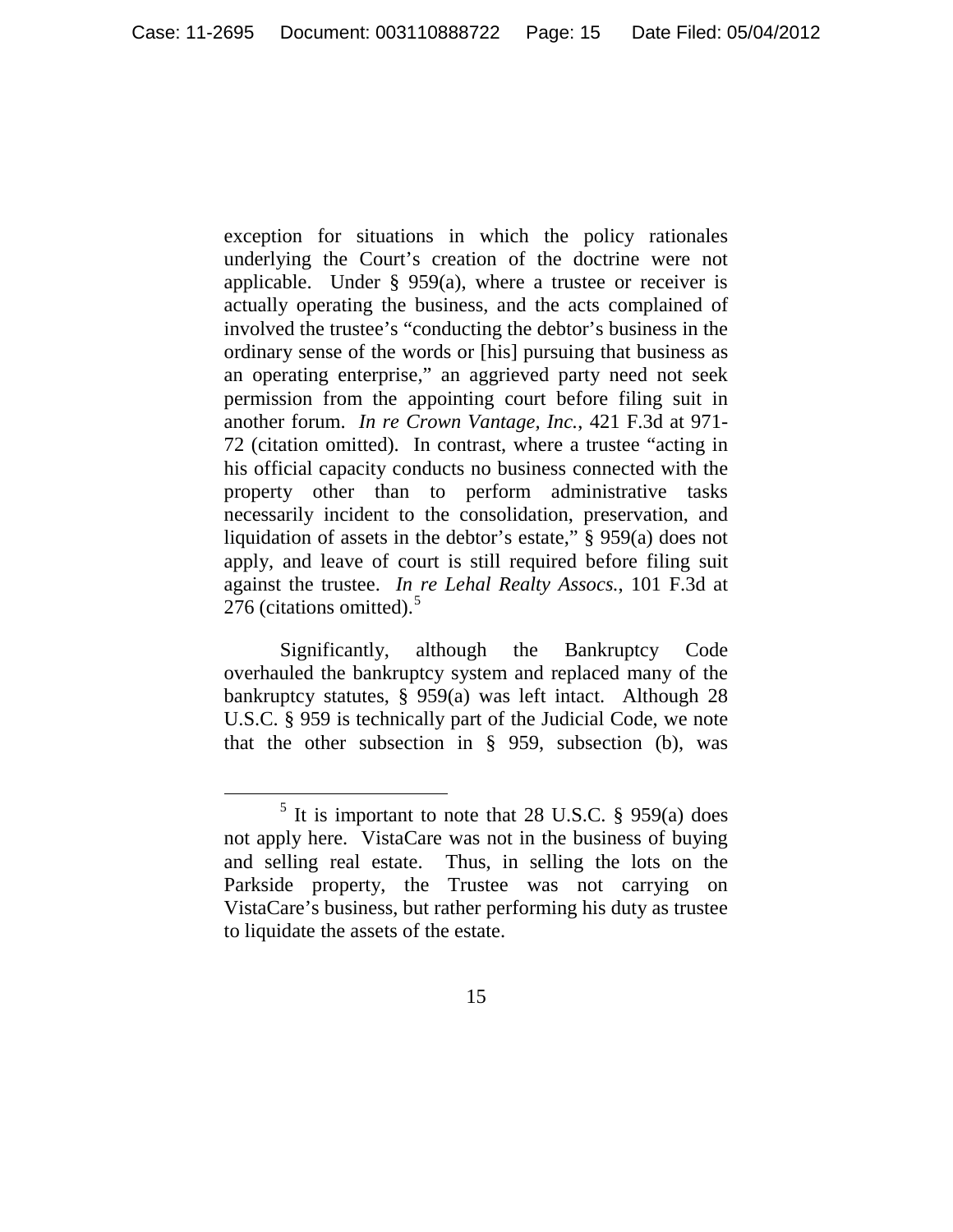exception for situations in which the policy rationales underlying the Court's creation of the doctrine were not applicable. Under § 959(a), where a trustee or receiver is actually operating the business, and the acts complained of involved the trustee's "conducting the debtor's business in the ordinary sense of the words or [his] pursuing that business as an operating enterprise," an aggrieved party need not seek permission from the appointing court before filing suit in another forum. *In re Crown Vantage, Inc.*, 421 F.3d at 971-72 (citation omitted). In contrast, where a trustee "acting in his official capacity conducts no business connected with the property other than to perform administrative tasks necessarily incident to the consolidation, preservation, and liquidation of assets in the debtor's estate," § 959(a) does not apply, and leave of court is still required before filing suit against the trustee. *In re Lehal Realty Assocs.*, 101 F.3d at 276 (citations omitted).[5]

Significantly, although the Bankruptcy Code overhauled the bankruptcy system and replaced many of the bankruptcy statutes, § 959(a) was left intact. Although 28 U.S.C. § 959 is technically part of the Judicial Code, we note that the other subsection in § 959, subsection (b), was

---

[5] It is important to note that 28 U.S.C. § 959(a) does not apply here. VistaCare was not in the business of buying and selling real estate. Thus, in selling the lots on the Parkside property, the Trustee was not carrying on VistaCare's business, but rather performing his duty as trustee to liquidate the assets of the estate.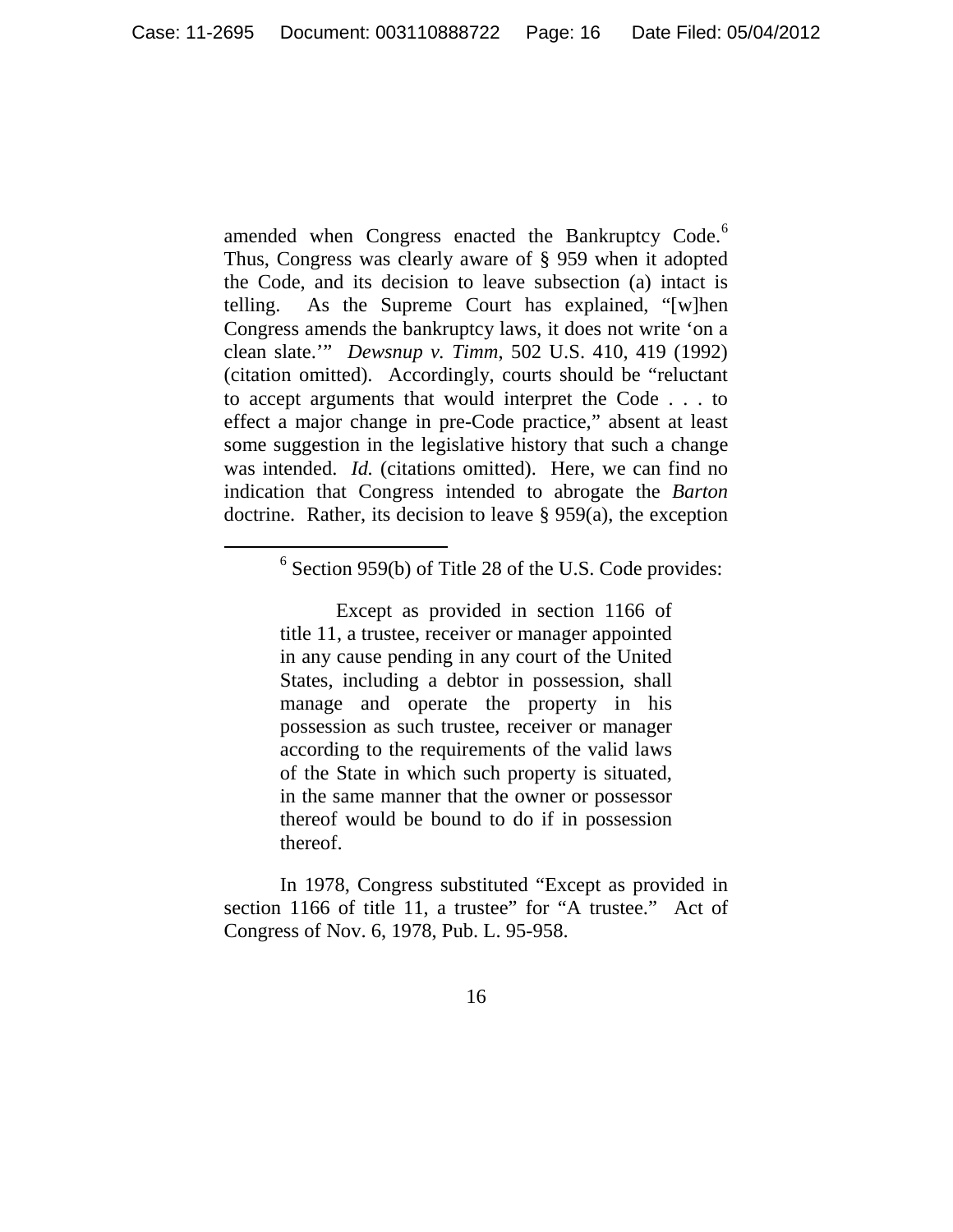amended when Congress enacted the Bankruptcy Code.[6] Thus, Congress was clearly aware of § 959 when it adopted the Code, and its decision to leave subsection (a) intact is telling. As the Supreme Court has explained, "[w]hen Congress amends the bankruptcy laws, it does not write 'on a clean slate.'" *Dewsnup v. Timm*, 502 U.S. 410, 419 (1992) (citation omitted). Accordingly, courts should be "reluctant to accept arguments that would interpret the Code . . . to effect a major change in pre-Code practice," absent at least some suggestion in the legislative history that such a change was intended. *Id.* (citations omitted). Here, we can find no indication that Congress intended to abrogate the *Barton* doctrine. Rather, its decision to leave § 959(a), the exception

---

[6] Section 959(b) of Title 28 of the U.S. Code provides:

> Except as provided in section 1166 of title 11, a trustee, receiver or manager appointed in any cause pending in any court of the United States, including a debtor in possession, shall manage and operate the property in his possession as such trustee, receiver or manager according to the requirements of the valid laws of the State in which such property is situated, in the same manner that the owner or possessor thereof would be bound to do if in possession thereof.

In 1978, Congress substituted "Except as provided in section 1166 of title 11, a trustee" for "A trustee." Act of Congress of Nov. 6, 1978, Pub. L. 95-958.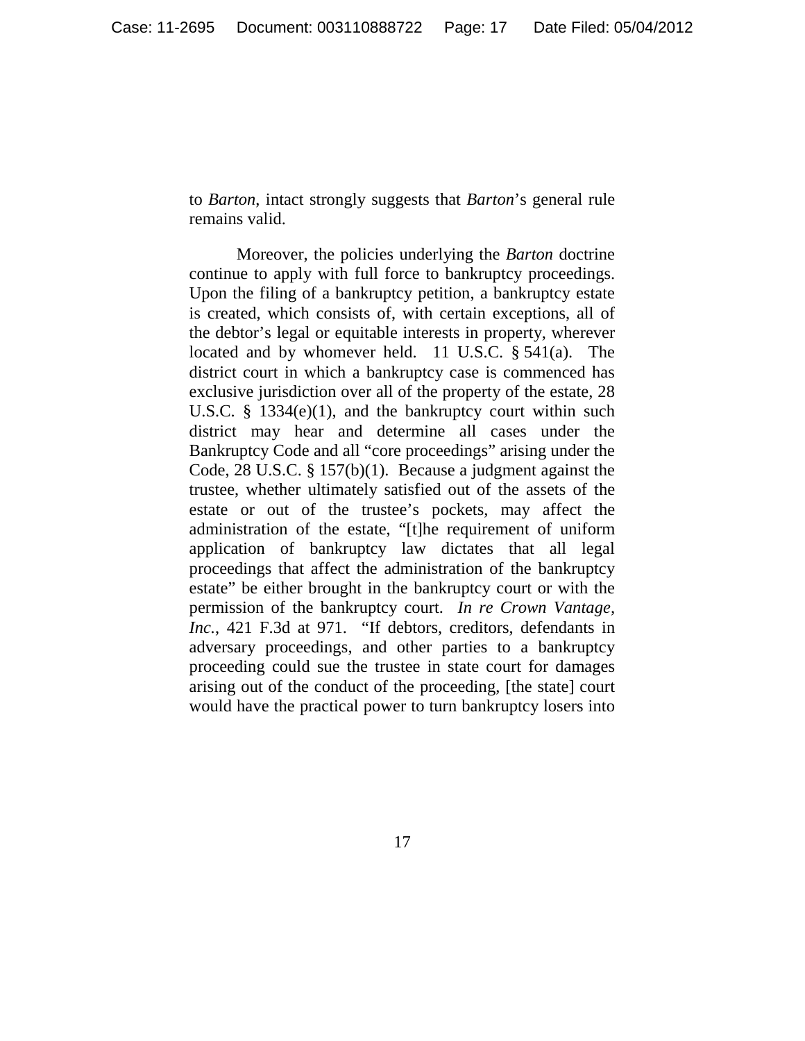to *Barton*, intact strongly suggests that *Barton*'s general rule remains valid.

Moreover, the policies underlying the *Barton* doctrine continue to apply with full force to bankruptcy proceedings. Upon the filing of a bankruptcy petition, a bankruptcy estate is created, which consists of, with certain exceptions, all of the debtor's legal or equitable interests in property, wherever located and by whomever held. 11 U.S.C. § 541(a). The district court in which a bankruptcy case is commenced has exclusive jurisdiction over all of the property of the estate, 28 U.S.C. § 1334(e)(1), and the bankruptcy court within such district may hear and determine all cases under the Bankruptcy Code and all "core proceedings" arising under the Code, 28 U.S.C. § 157(b)(1). Because a judgment against the trustee, whether ultimately satisfied out of the assets of the estate or out of the trustee's pockets, may affect the administration of the estate, "[t]he requirement of uniform application of bankruptcy law dictates that all legal proceedings that affect the administration of the bankruptcy estate" be either brought in the bankruptcy court or with the permission of the bankruptcy court. *In re Crown Vantage, Inc.*, 421 F.3d at 971. "If debtors, creditors, defendants in adversary proceedings, and other parties to a bankruptcy proceeding could sue the trustee in state court for damages arising out of the conduct of the proceeding, [the state] court would have the practical power to turn bankruptcy losers into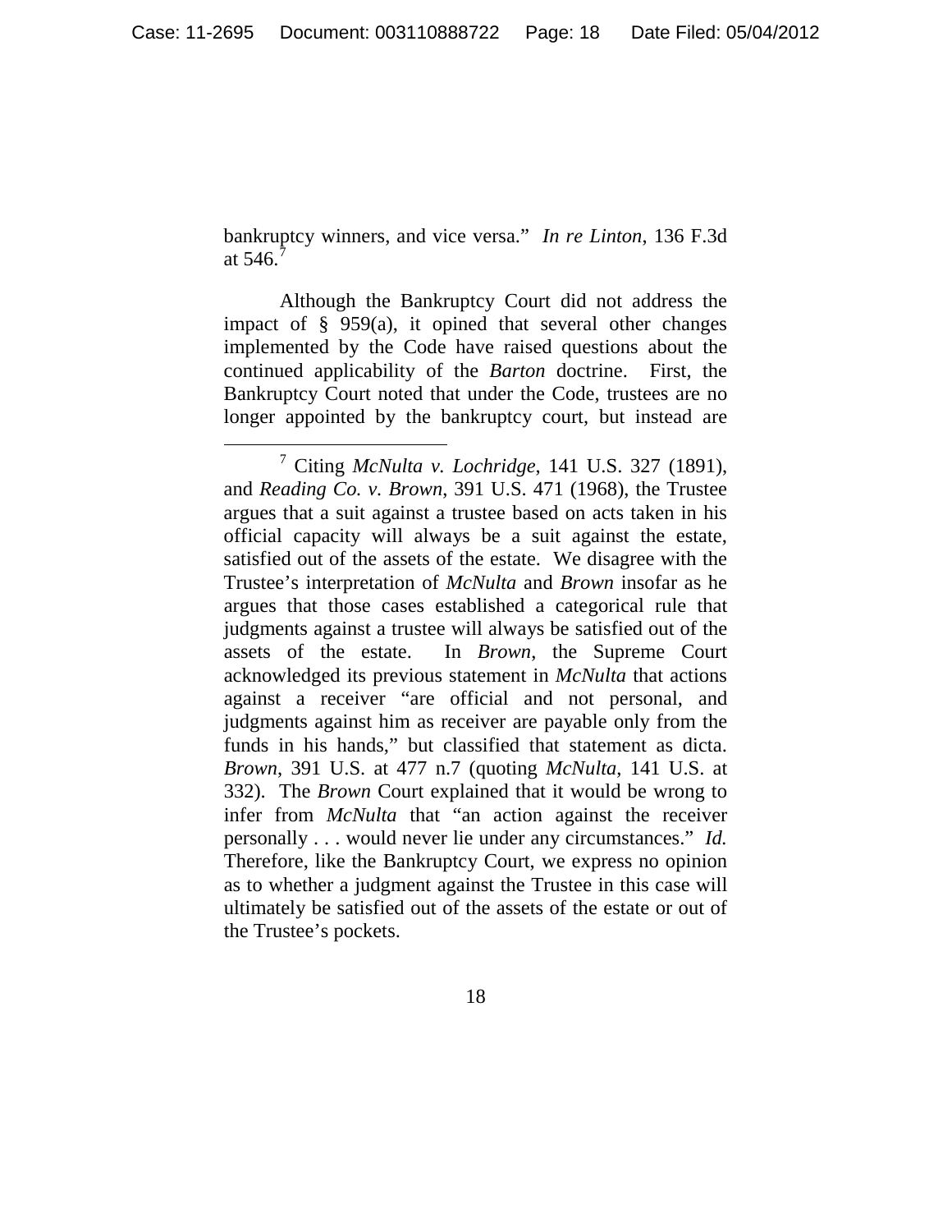bankruptcy winners, and vice versa." *In re Linton*, 136 F.3d at 546.[7]

Although the Bankruptcy Court did not address the impact of § 959(a), it opined that several other changes implemented by the Code have raised questions about the continued applicability of the *Barton* doctrine. First, the Bankruptcy Court noted that under the Code, trustees are no longer appointed by the bankruptcy court, but instead are

---

[7] Citing *McNulta v. Lochridge*, 141 U.S. 327 (1891), and *Reading Co. v. Brown*, 391 U.S. 471 (1968), the Trustee argues that a suit against a trustee based on acts taken in his official capacity will always be a suit against the estate, satisfied out of the assets of the estate. We disagree with the Trustee's interpretation of *McNulta* and *Brown* insofar as he argues that those cases established a categorical rule that judgments against a trustee will always be satisfied out of the assets of the estate. In *Brown*, the Supreme Court acknowledged its previous statement in *McNulta* that actions against a receiver "are official and not personal, and judgments against him as receiver are payable only from the funds in his hands," but classified that statement as dicta. *Brown*, 391 U.S. at 477 n.7 (quoting *McNulta*, 141 U.S. at 332). The *Brown* Court explained that it would be wrong to infer from *McNulta* that "an action against the receiver personally . . . would never lie under any circumstances." *Id.* Therefore, like the Bankruptcy Court, we express no opinion as to whether a judgment against the Trustee in this case will ultimately be satisfied out of the assets of the estate or out of the Trustee's pockets.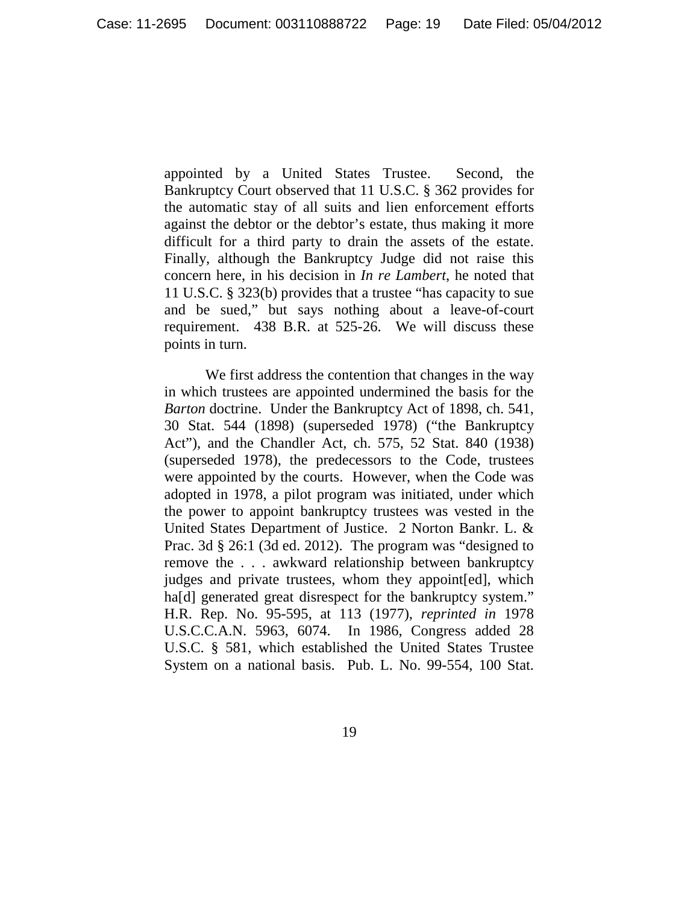appointed by a United States Trustee. Second, the Bankruptcy Court observed that 11 U.S.C. § 362 provides for the automatic stay of all suits and lien enforcement efforts against the debtor or the debtor's estate, thus making it more difficult for a third party to drain the assets of the estate. Finally, although the Bankruptcy Judge did not raise this concern here, in his decision in *In re Lambert*, he noted that 11 U.S.C. § 323(b) provides that a trustee "has capacity to sue and be sued," but says nothing about a leave-of-court requirement. 438 B.R. at 525-26. We will discuss these points in turn.

We first address the contention that changes in the way in which trustees are appointed undermined the basis for the *Barton* doctrine. Under the Bankruptcy Act of 1898, ch. 541, 30 Stat. 544 (1898) (superseded 1978) ("the Bankruptcy Act"), and the Chandler Act, ch. 575, 52 Stat. 840 (1938) (superseded 1978), the predecessors to the Code, trustees were appointed by the courts. However, when the Code was adopted in 1978, a pilot program was initiated, under which the power to appoint bankruptcy trustees was vested in the United States Department of Justice. 2 Norton Bankr. L. & Prac. 3d § 26:1 (3d ed. 2012). The program was "designed to remove the . . . awkward relationship between bankruptcy judges and private trustees, whom they appoint[ed], which ha[d] generated great disrespect for the bankruptcy system." H.R. Rep. No. 95-595, at 113 (1977), *reprinted in* 1978 U.S.C.C.A.N. 5963, 6074. In 1986, Congress added 28 U.S.C. § 581, which established the United States Trustee System on a national basis. Pub. L. No. 99-554, 100 Stat.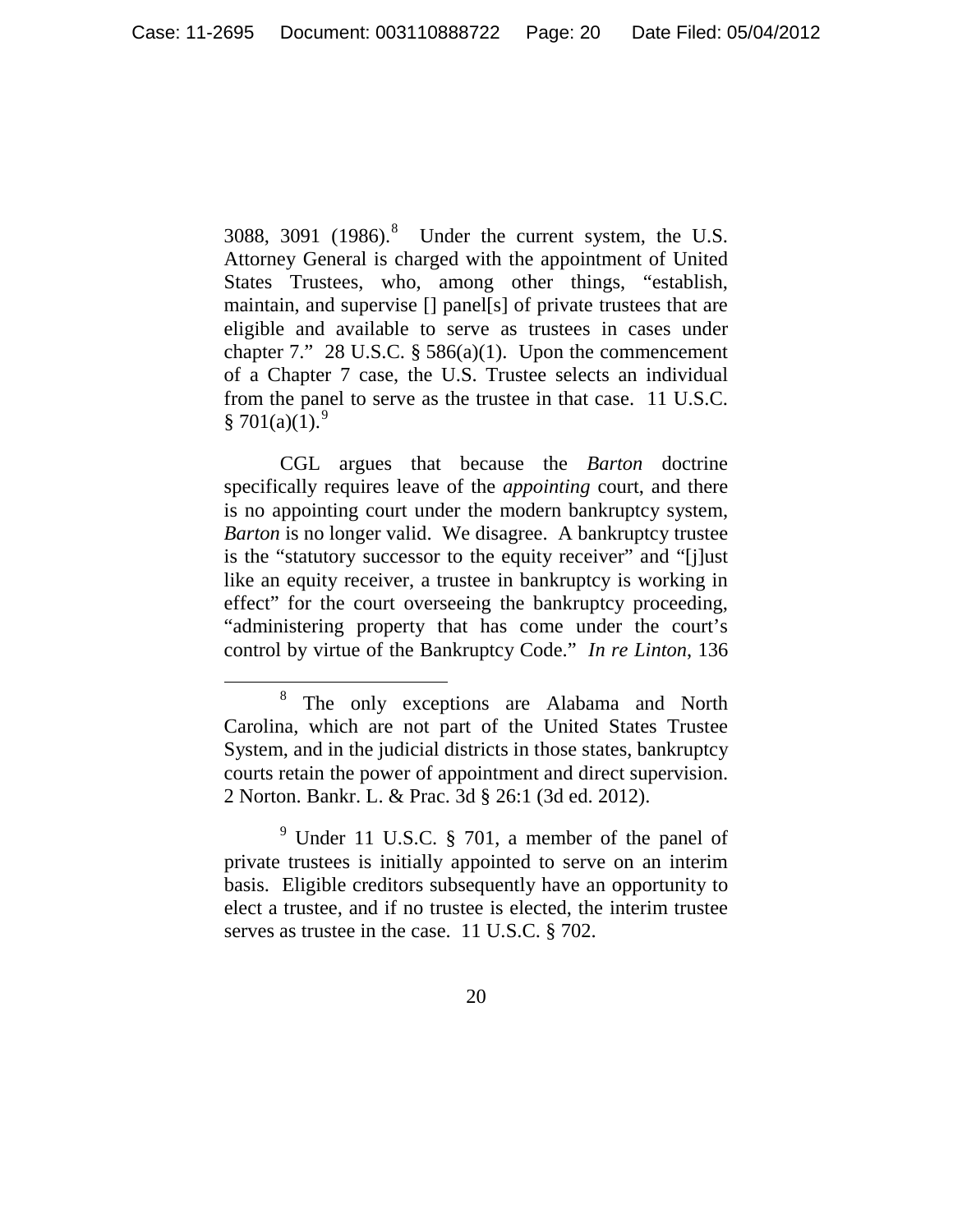3088, 3091 (1986).[8] Under the current system, the U.S. Attorney General is charged with the appointment of United States Trustees, who, among other things, "establish, maintain, and supervise [] panel[s] of private trustees that are eligible and available to serve as trustees in cases under chapter 7." 28 U.S.C. § 586(a)(1). Upon the commencement of a Chapter 7 case, the U.S. Trustee selects an individual from the panel to serve as the trustee in that case. 11 U.S.C. § 701(a)(1).[9]

CGL argues that because the *Barton* doctrine specifically requires leave of the *appointing* court, and there is no appointing court under the modern bankruptcy system, *Barton* is no longer valid. We disagree. A bankruptcy trustee is the "statutory successor to the equity receiver" and "[j]ust like an equity receiver, a trustee in bankruptcy is working in effect" for the court overseeing the bankruptcy proceeding, "administering property that has come under the court's control by virtue of the Bankruptcy Code." *In re Linton*, 136

---

[8] The only exceptions are Alabama and North Carolina, which are not part of the United States Trustee System, and in the judicial districts in those states, bankruptcy courts retain the power of appointment and direct supervision. 2 Norton. Bankr. L. & Prac. 3d § 26:1 (3d ed. 2012).

[9] Under 11 U.S.C. § 701, a member of the panel of private trustees is initially appointed to serve on an interim basis. Eligible creditors subsequently have an opportunity to elect a trustee, and if no trustee is elected, the interim trustee serves as trustee in the case. 11 U.S.C. § 702.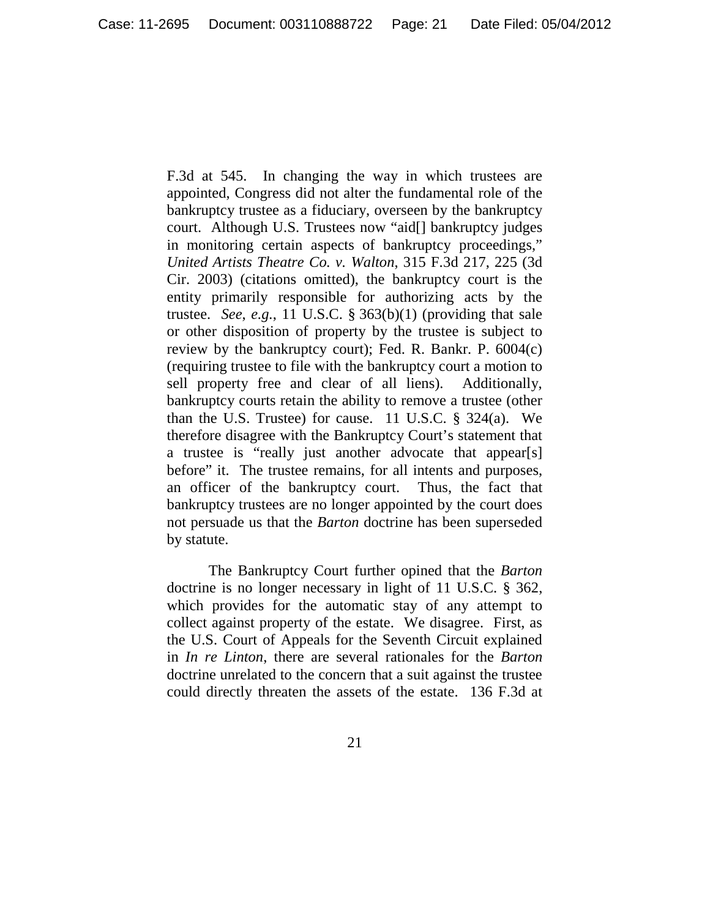F.3d at 545. In changing the way in which trustees are appointed, Congress did not alter the fundamental role of the bankruptcy trustee as a fiduciary, overseen by the bankruptcy court. Although U.S. Trustees now "aid[] bankruptcy judges in monitoring certain aspects of bankruptcy proceedings," *United Artists Theatre Co. v. Walton*, 315 F.3d 217, 225 (3d Cir. 2003) (citations omitted), the bankruptcy court is the entity primarily responsible for authorizing acts by the trustee. *See*, *e.g.*, 11 U.S.C. § 363(b)(1) (providing that sale or other disposition of property by the trustee is subject to review by the bankruptcy court); Fed. R. Bankr. P. 6004(c) (requiring trustee to file with the bankruptcy court a motion to sell property free and clear of all liens). Additionally, bankruptcy courts retain the ability to remove a trustee (other than the U.S. Trustee) for cause. 11 U.S.C. § 324(a). We therefore disagree with the Bankruptcy Court's statement that a trustee is "really just another advocate that appear[s] before" it. The trustee remains, for all intents and purposes, an officer of the bankruptcy court. Thus, the fact that bankruptcy trustees are no longer appointed by the court does not persuade us that the *Barton* doctrine has been superseded by statute.

The Bankruptcy Court further opined that the *Barton* doctrine is no longer necessary in light of 11 U.S.C. § 362, which provides for the automatic stay of any attempt to collect against property of the estate. We disagree. First, as the U.S. Court of Appeals for the Seventh Circuit explained in *In re Linton*, there are several rationales for the *Barton* doctrine unrelated to the concern that a suit against the trustee could directly threaten the assets of the estate. 136 F.3d at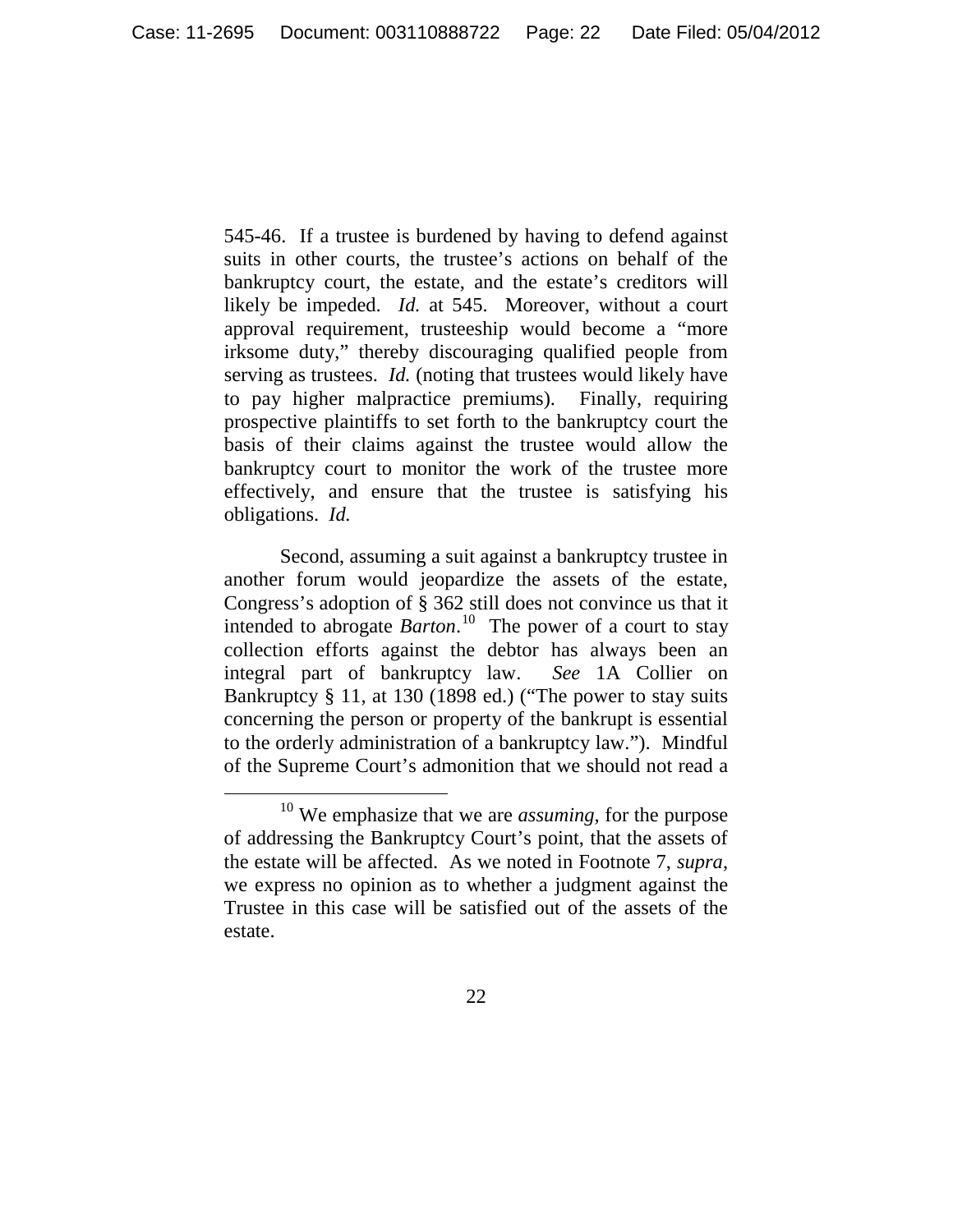545-46. If a trustee is burdened by having to defend against suits in other courts, the trustee's actions on behalf of the bankruptcy court, the estate, and the estate's creditors will likely be impeded. *Id.* at 545. Moreover, without a court approval requirement, trusteeship would become a "more irksome duty," thereby discouraging qualified people from serving as trustees. *Id.* (noting that trustees would likely have to pay higher malpractice premiums). Finally, requiring prospective plaintiffs to set forth to the bankruptcy court the basis of their claims against the trustee would allow the bankruptcy court to monitor the work of the trustee more effectively, and ensure that the trustee is satisfying his obligations. *Id.*

Second, assuming a suit against a bankruptcy trustee in another forum would jeopardize the assets of the estate, Congress's adoption of § 362 still does not convince us that it intended to abrogate *Barton*.[10] The power of a court to stay collection efforts against the debtor has always been an integral part of bankruptcy law. *See* 1A Collier on Bankruptcy § 11, at 130 (1898 ed.) ("The power to stay suits concerning the person or property of the bankrupt is essential to the orderly administration of a bankruptcy law."). Mindful of the Supreme Court's admonition that we should not read a

---

[10] We emphasize that we are *assuming*, for the purpose of addressing the Bankruptcy Court's point, that the assets of the estate will be affected. As we noted in Footnote 7, *supra*, we express no opinion as to whether a judgment against the Trustee in this case will be satisfied out of the assets of the estate.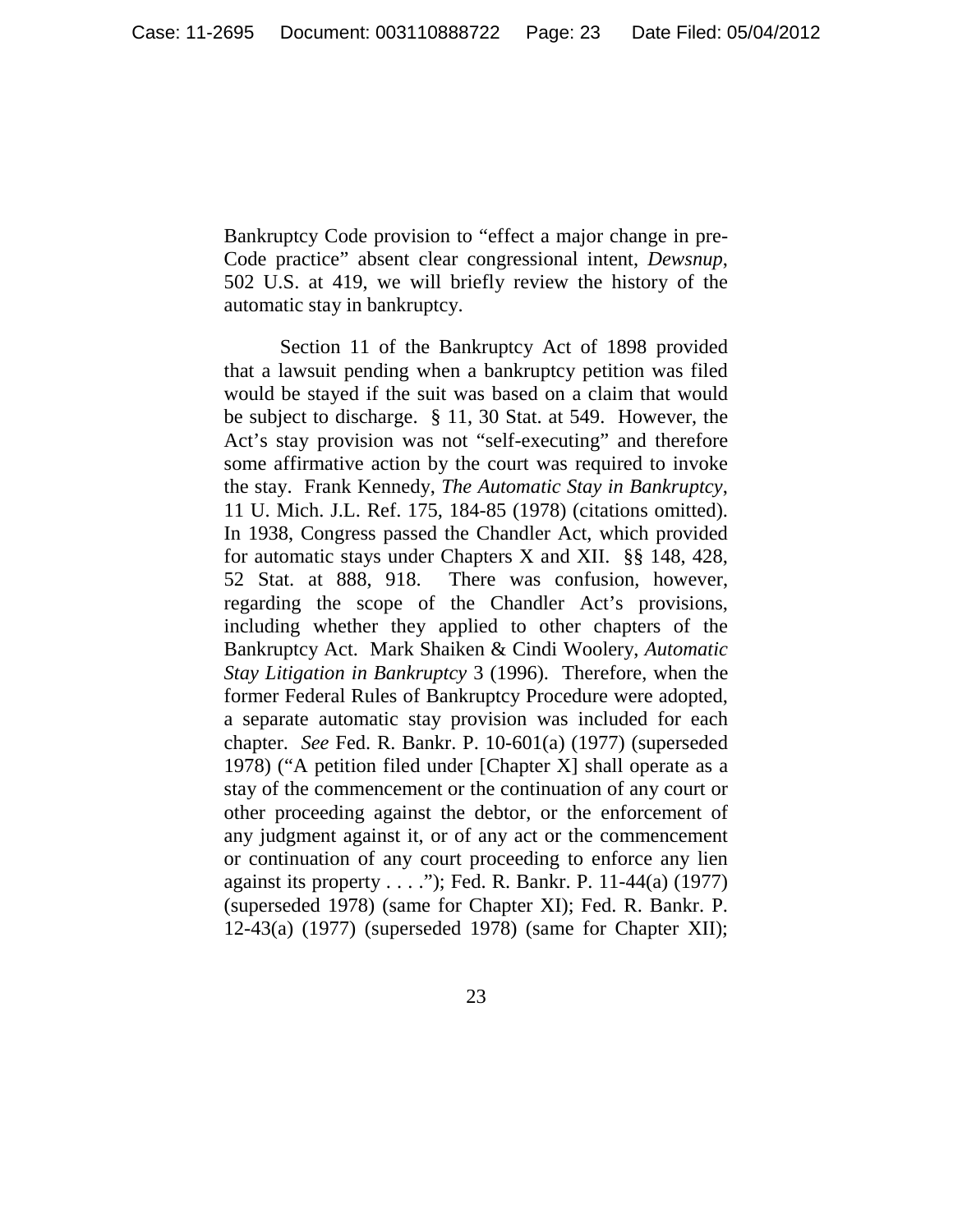Bankruptcy Code provision to "effect a major change in pre-Code practice" absent clear congressional intent, *Dewsnup*, 502 U.S. at 419, we will briefly review the history of the automatic stay in bankruptcy.

Section 11 of the Bankruptcy Act of 1898 provided that a lawsuit pending when a bankruptcy petition was filed would be stayed if the suit was based on a claim that would be subject to discharge. § 11, 30 Stat. at 549. However, the Act's stay provision was not "self-executing" and therefore some affirmative action by the court was required to invoke the stay. Frank Kennedy, *The Automatic Stay in Bankruptcy*, 11 U. Mich. J.L. Ref. 175, 184-85 (1978) (citations omitted). In 1938, Congress passed the Chandler Act, which provided for automatic stays under Chapters X and XII. §§ 148, 428, 52 Stat. at 888, 918. There was confusion, however, regarding the scope of the Chandler Act's provisions, including whether they applied to other chapters of the Bankruptcy Act. Mark Shaiken & Cindi Woolery, *Automatic Stay Litigation in Bankruptcy* 3 (1996). Therefore, when the former Federal Rules of Bankruptcy Procedure were adopted, a separate automatic stay provision was included for each chapter. *See* Fed. R. Bankr. P. 10-601(a) (1977) (superseded 1978) ("A petition filed under [Chapter X] shall operate as a stay of the commencement or the continuation of any court or other proceeding against the debtor, or the enforcement of any judgment against it, or of any act or the commencement or continuation of any court proceeding to enforce any lien against its property . . . ."); Fed. R. Bankr. P. 11-44(a) (1977) (superseded 1978) (same for Chapter XI); Fed. R. Bankr. P. 12-43(a) (1977) (superseded 1978) (same for Chapter XII);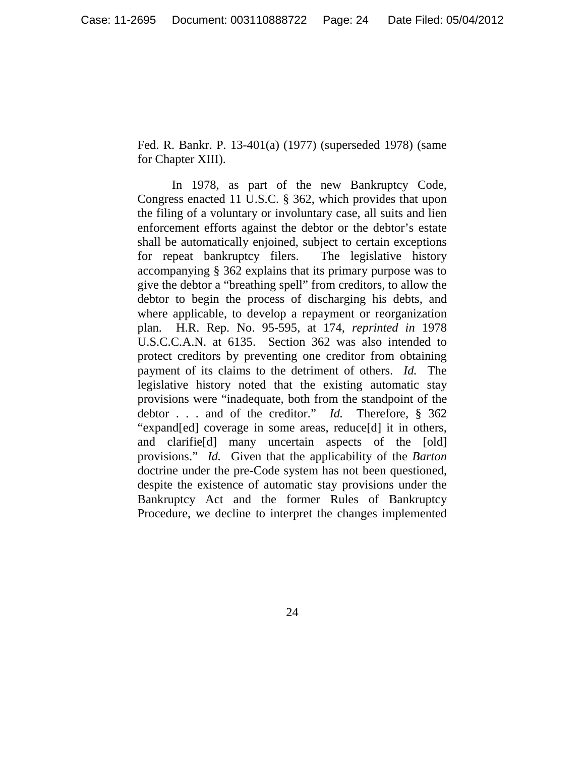Fed. R. Bankr. P. 13-401(a) (1977) (superseded 1978) (same for Chapter XIII).

In 1978, as part of the new Bankruptcy Code, Congress enacted 11 U.S.C. § 362, which provides that upon the filing of a voluntary or involuntary case, all suits and lien enforcement efforts against the debtor or the debtor's estate shall be automatically enjoined, subject to certain exceptions for repeat bankruptcy filers. The legislative history accompanying § 362 explains that its primary purpose was to give the debtor a "breathing spell" from creditors, to allow the debtor to begin the process of discharging his debts, and where applicable, to develop a repayment or reorganization plan. H.R. Rep. No. 95-595, at 174, *reprinted in* 1978 U.S.C.C.A.N. at 6135. Section 362 was also intended to protect creditors by preventing one creditor from obtaining payment of its claims to the detriment of others. *Id.* The legislative history noted that the existing automatic stay provisions were "inadequate, both from the standpoint of the debtor . . . and of the creditor." *Id.* Therefore, § 362 "expand[ed] coverage in some areas, reduce[d] it in others, and clarifie[d] many uncertain aspects of the [old] provisions." *Id.* Given that the applicability of the *Barton* doctrine under the pre-Code system has not been questioned, despite the existence of automatic stay provisions under the Bankruptcy Act and the former Rules of Bankruptcy Procedure, we decline to interpret the changes implemented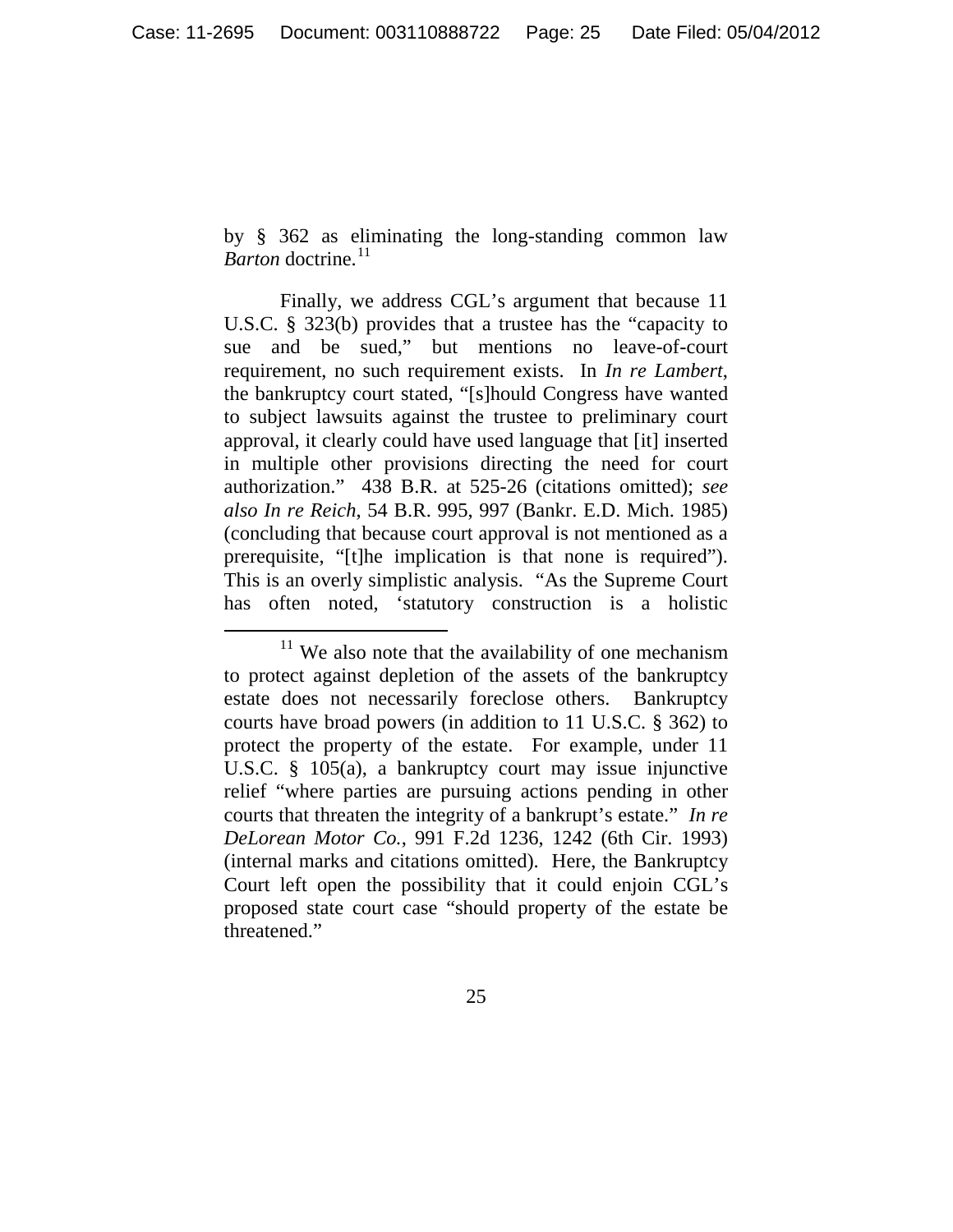by § 362 as eliminating the long-standing common law *Barton* doctrine.[11]

Finally, we address CGL's argument that because 11 U.S.C. § 323(b) provides that a trustee has the "capacity to sue and be sued," but mentions no leave-of-court requirement, no such requirement exists. In *In re Lambert*, the bankruptcy court stated, "[s]hould Congress have wanted to subject lawsuits against the trustee to preliminary court approval, it clearly could have used language that [it] inserted in multiple other provisions directing the need for court authorization." 438 B.R. at 525-26 (citations omitted); *see also In re Reich*, 54 B.R. 995, 997 (Bankr. E.D. Mich. 1985) (concluding that because court approval is not mentioned as a prerequisite, "[t]he implication is that none is required"). This is an overly simplistic analysis. "As the Supreme Court has often noted, 'statutory construction is a holistic

---

[11] We also note that the availability of one mechanism to protect against depletion of the assets of the bankruptcy estate does not necessarily foreclose others. Bankruptcy courts have broad powers (in addition to 11 U.S.C. § 362) to protect the property of the estate. For example, under 11 U.S.C. § 105(a), a bankruptcy court may issue injunctive relief "where parties are pursuing actions pending in other courts that threaten the integrity of a bankrupt's estate." *In re DeLorean Motor Co.*, 991 F.2d 1236, 1242 (6th Cir. 1993) (internal marks and citations omitted). Here, the Bankruptcy Court left open the possibility that it could enjoin CGL's proposed state court case "should property of the estate be threatened."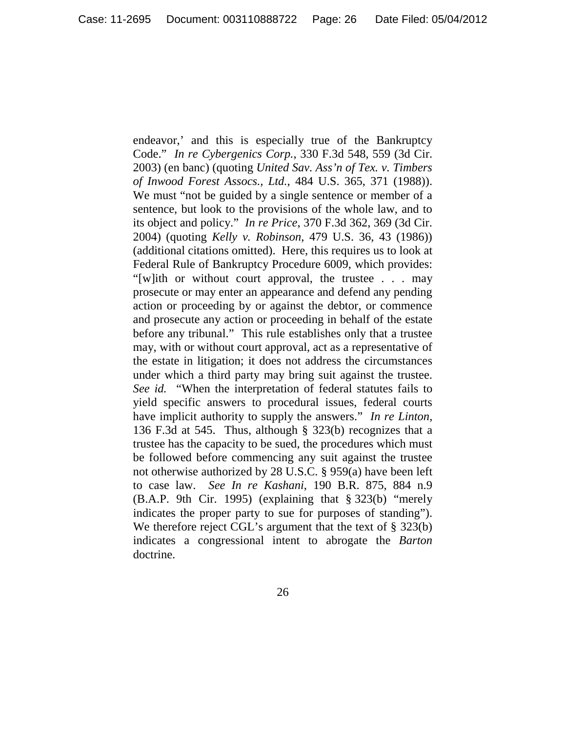endeavor,' and this is especially true of the Bankruptcy Code." *In re Cybergenics Corp.*, 330 F.3d 548, 559 (3d Cir. 2003) (en banc) (quoting *United Sav. Ass'n of Tex. v. Timbers of Inwood Forest Assocs., Ltd.*, 484 U.S. 365, 371 (1988)). We must "not be guided by a single sentence or member of a sentence, but look to the provisions of the whole law, and to its object and policy." *In re Price*, 370 F.3d 362, 369 (3d Cir. 2004) (quoting *Kelly v. Robinson*, 479 U.S. 36, 43 (1986)) (additional citations omitted). Here, this requires us to look at Federal Rule of Bankruptcy Procedure 6009, which provides: "[w]ith or without court approval, the trustee . . . may prosecute or may enter an appearance and defend any pending action or proceeding by or against the debtor, or commence and prosecute any action or proceeding in behalf of the estate before any tribunal." This rule establishes only that a trustee may, with or without court approval, act as a representative of the estate in litigation; it does not address the circumstances under which a third party may bring suit against the trustee. *See id.* "When the interpretation of federal statutes fails to yield specific answers to procedural issues, federal courts have implicit authority to supply the answers." *In re Linton*, 136 F.3d at 545. Thus, although § 323(b) recognizes that a trustee has the capacity to be sued, the procedures which must be followed before commencing any suit against the trustee not otherwise authorized by 28 U.S.C. § 959(a) have been left to case law. *See In re Kashani*, 190 B.R. 875, 884 n.9 (B.A.P. 9th Cir. 1995) (explaining that § 323(b) "merely indicates the proper party to sue for purposes of standing"). We therefore reject CGL's argument that the text of § 323(b) indicates a congressional intent to abrogate the *Barton* doctrine.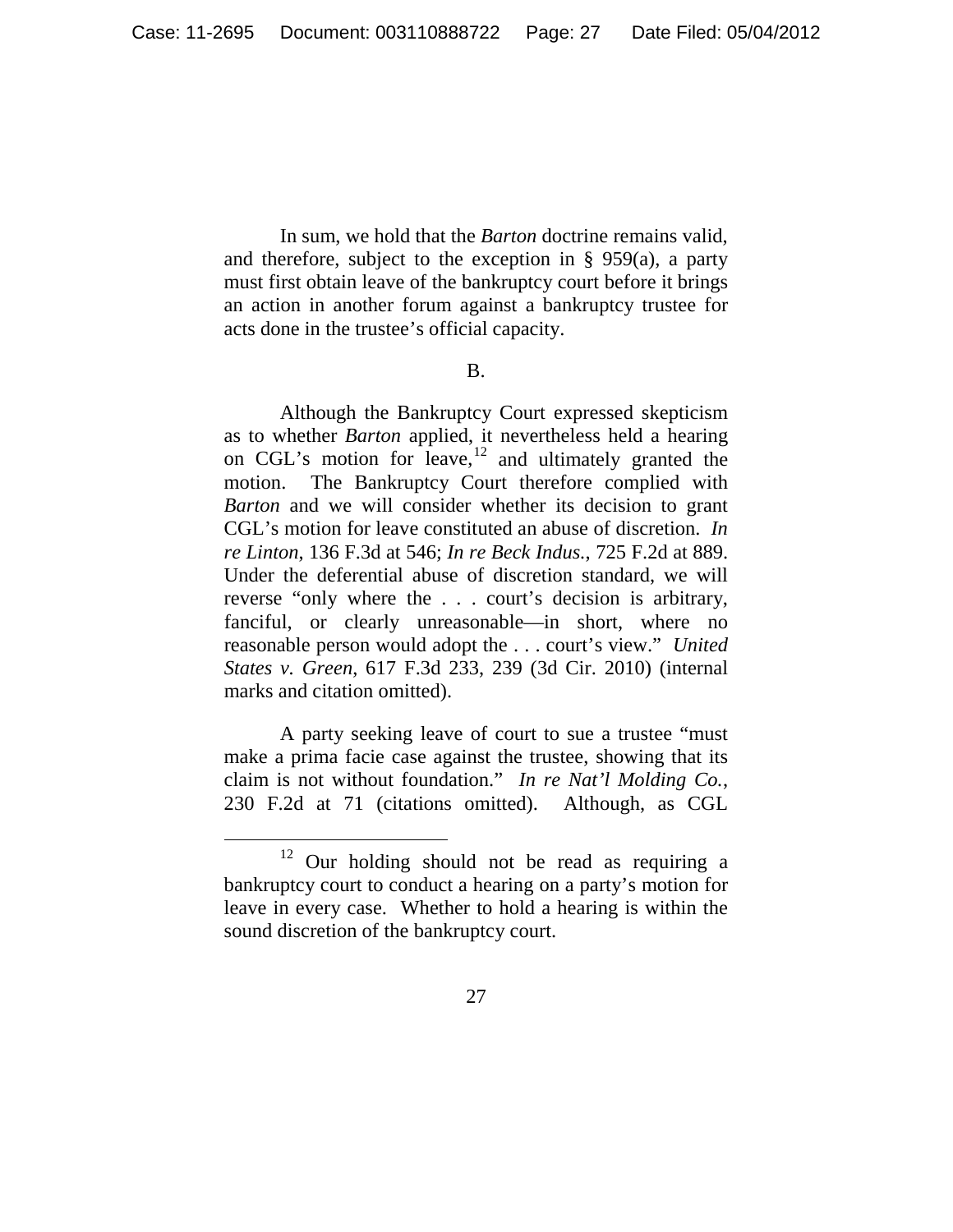In sum, we hold that the *Barton* doctrine remains valid, and therefore, subject to the exception in § 959(a), a party must first obtain leave of the bankruptcy court before it brings an action in another forum against a bankruptcy trustee for acts done in the trustee's official capacity.

B.

Although the Bankruptcy Court expressed skepticism as to whether *Barton* applied, it nevertheless held a hearing on CGL's motion for leave,[12] and ultimately granted the motion. The Bankruptcy Court therefore complied with *Barton* and we will consider whether its decision to grant CGL's motion for leave constituted an abuse of discretion. *In re Linton*, 136 F.3d at 546; *In re Beck Indus.*, 725 F.2d at 889. Under the deferential abuse of discretion standard, we will reverse "only where the . . . court's decision is arbitrary, fanciful, or clearly unreasonable—in short, where no reasonable person would adopt the . . . court's view." *United States v. Green*, 617 F.3d 233, 239 (3d Cir. 2010) (internal marks and citation omitted).

A party seeking leave of court to sue a trustee "must make a prima facie case against the trustee, showing that its claim is not without foundation." *In re Nat'l Molding Co.*, 230 F.2d at 71 (citations omitted). Although, as CGL

[12] Our holding should not be read as requiring a bankruptcy court to conduct a hearing on a party's motion for leave in every case. Whether to hold a hearing is within the sound discretion of the bankruptcy court.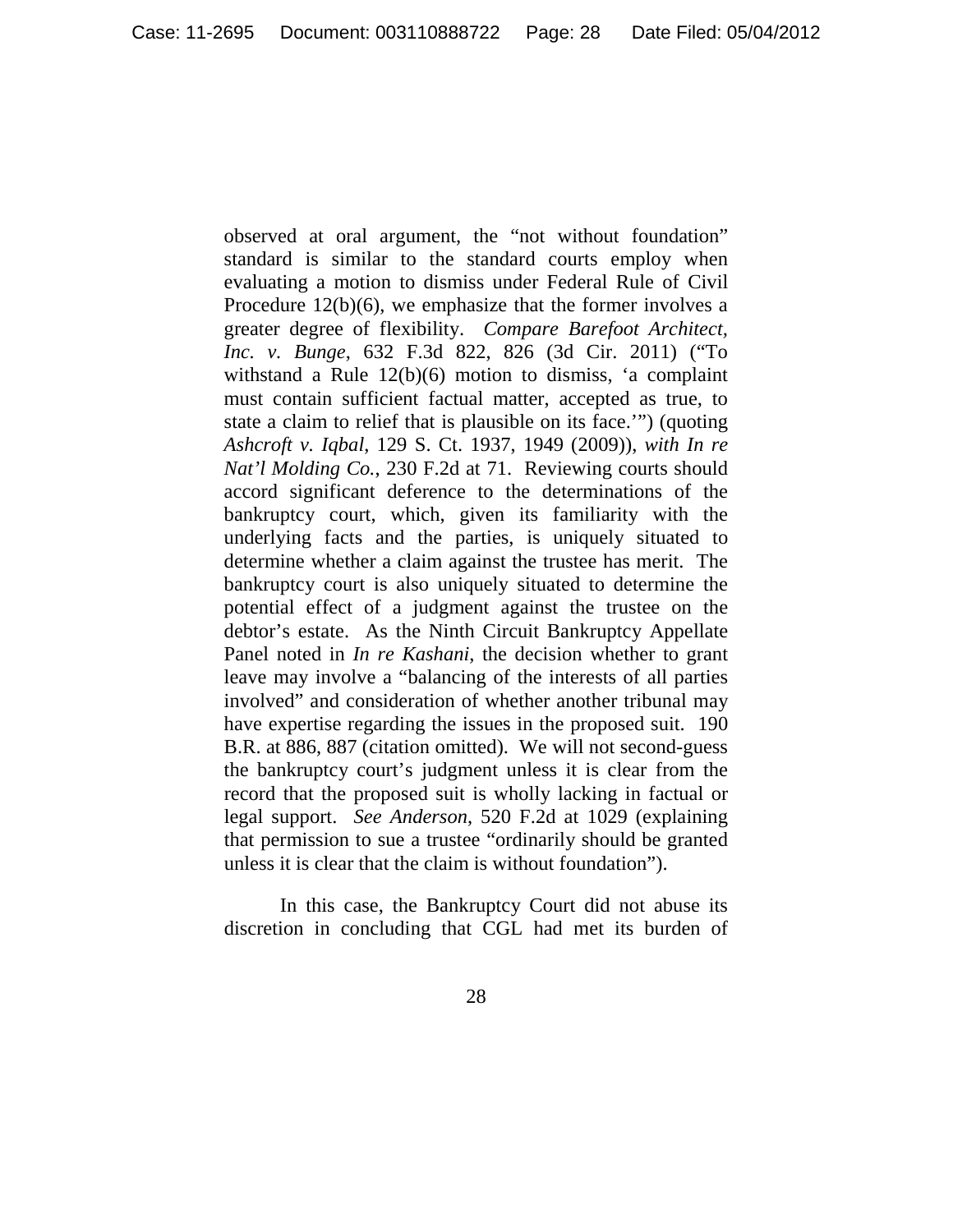observed at oral argument, the "not without foundation" standard is similar to the standard courts employ when evaluating a motion to dismiss under Federal Rule of Civil Procedure 12(b)(6), we emphasize that the former involves a greater degree of flexibility. *Compare Barefoot Architect, Inc. v. Bunge*, 632 F.3d 822, 826 (3d Cir. 2011) ("To withstand a Rule 12(b)(6) motion to dismiss, 'a complaint must contain sufficient factual matter, accepted as true, to state a claim to relief that is plausible on its face.'") (quoting *Ashcroft v. Iqbal*, 129 S. Ct. 1937, 1949 (2009)), *with In re Nat'l Molding Co.*, 230 F.2d at 71. Reviewing courts should accord significant deference to the determinations of the bankruptcy court, which, given its familiarity with the underlying facts and the parties, is uniquely situated to determine whether a claim against the trustee has merit. The bankruptcy court is also uniquely situated to determine the potential effect of a judgment against the trustee on the debtor's estate. As the Ninth Circuit Bankruptcy Appellate Panel noted in *In re Kashani*, the decision whether to grant leave may involve a "balancing of the interests of all parties involved" and consideration of whether another tribunal may have expertise regarding the issues in the proposed suit. 190 B.R. at 886, 887 (citation omitted). We will not second-guess the bankruptcy court's judgment unless it is clear from the record that the proposed suit is wholly lacking in factual or legal support. *See Anderson*, 520 F.2d at 1029 (explaining that permission to sue a trustee "ordinarily should be granted unless it is clear that the claim is without foundation").

In this case, the Bankruptcy Court did not abuse its discretion in concluding that CGL had met its burden of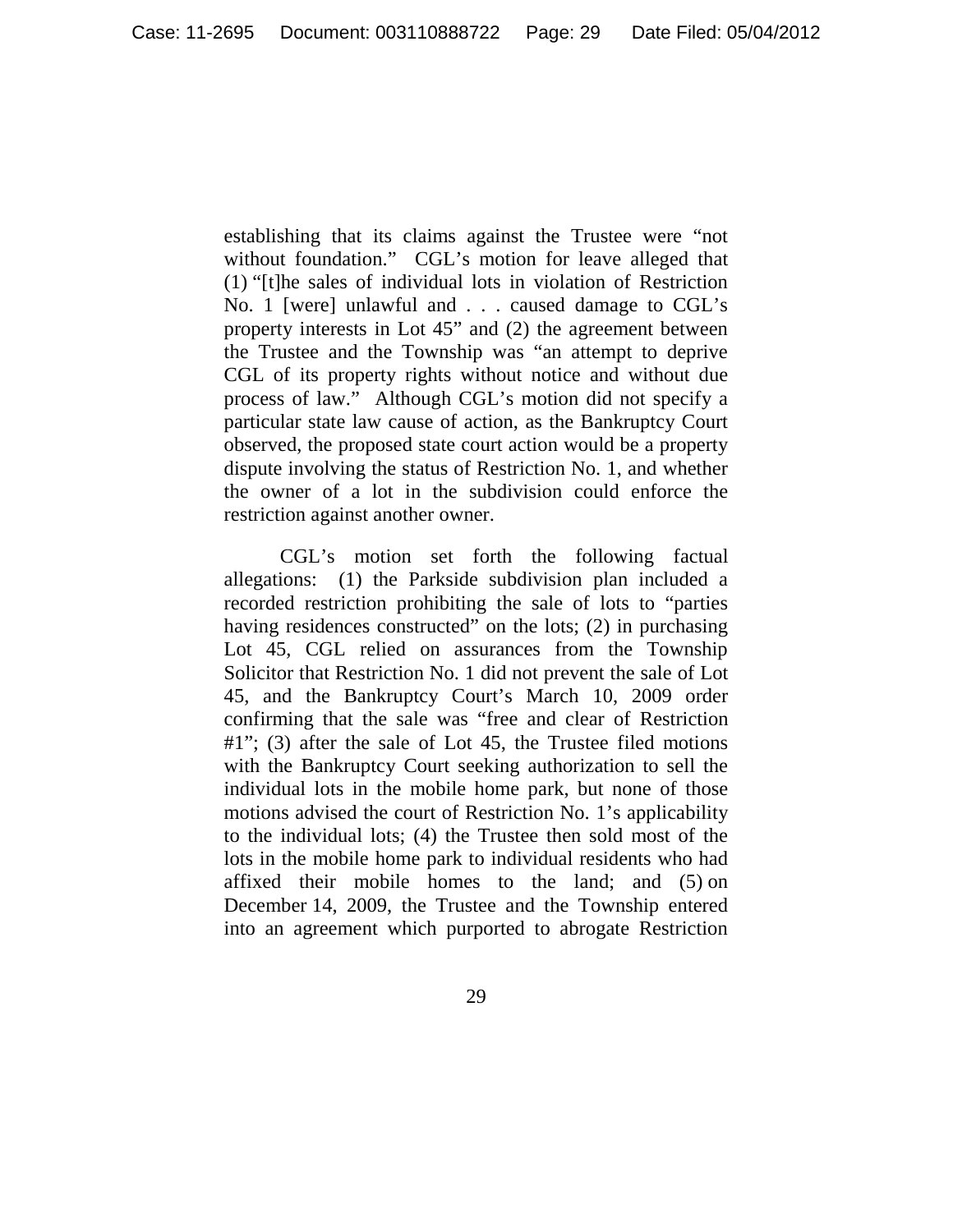establishing that its claims against the Trustee were "not without foundation." CGL's motion for leave alleged that (1) "[t]he sales of individual lots in violation of Restriction No. 1 [were] unlawful and . . . caused damage to CGL's property interests in Lot 45" and (2) the agreement between the Trustee and the Township was "an attempt to deprive CGL of its property rights without notice and without due process of law." Although CGL's motion did not specify a particular state law cause of action, as the Bankruptcy Court observed, the proposed state court action would be a property dispute involving the status of Restriction No. 1, and whether the owner of a lot in the subdivision could enforce the restriction against another owner.

CGL's motion set forth the following factual allegations: (1) the Parkside subdivision plan included a recorded restriction prohibiting the sale of lots to "parties having residences constructed" on the lots; (2) in purchasing Lot 45, CGL relied on assurances from the Township Solicitor that Restriction No. 1 did not prevent the sale of Lot 45, and the Bankruptcy Court's March 10, 2009 order confirming that the sale was "free and clear of Restriction #1"; (3) after the sale of Lot 45, the Trustee filed motions with the Bankruptcy Court seeking authorization to sell the individual lots in the mobile home park, but none of those motions advised the court of Restriction No. 1's applicability to the individual lots; (4) the Trustee then sold most of the lots in the mobile home park to individual residents who had affixed their mobile homes to the land; and (5) on December 14, 2009, the Trustee and the Township entered into an agreement which purported to abrogate Restriction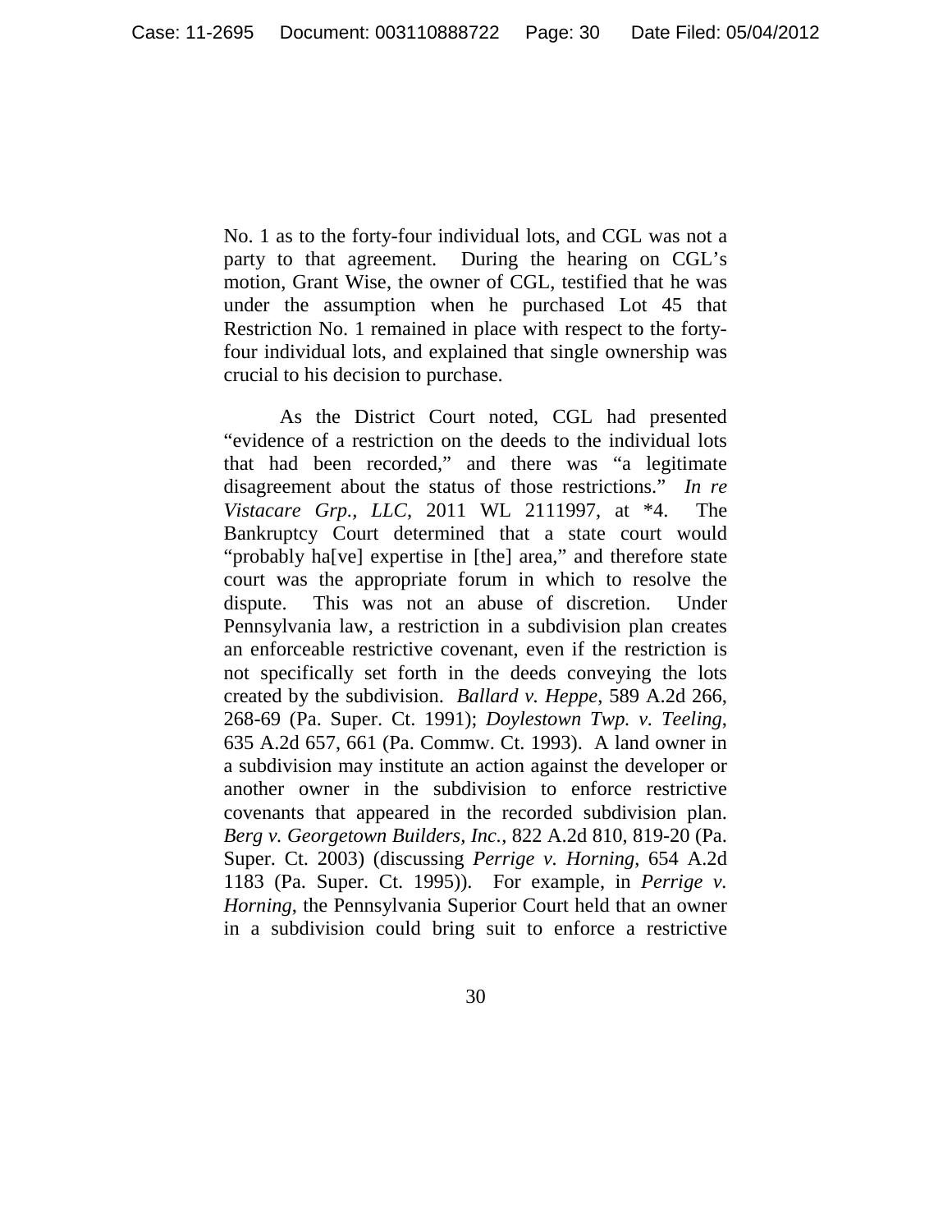No. 1 as to the forty-four individual lots, and CGL was not a party to that agreement. During the hearing on CGL's motion, Grant Wise, the owner of CGL, testified that he was under the assumption when he purchased Lot 45 that Restriction No. 1 remained in place with respect to the forty-four individual lots, and explained that single ownership was crucial to his decision to purchase.

As the District Court noted, CGL had presented "evidence of a restriction on the deeds to the individual lots that had been recorded," and there was "a legitimate disagreement about the status of those restrictions." *In re Vistacare Grp., LLC*, 2011 WL 2111997, at *4. The Bankruptcy Court determined that a state court would "probably ha[ve] expertise in [the] area," and therefore state court was the appropriate forum in which to resolve the dispute. This was not an abuse of discretion. Under Pennsylvania law, a restriction in a subdivision plan creates an enforceable restrictive covenant, even if the restriction is not specifically set forth in the deeds conveying the lots created by the subdivision. *Ballard v. Heppe*, 589 A.2d 266, 268-69 (Pa. Super. Ct. 1991); *Doylestown Twp. v. Teeling*, 635 A.2d 657, 661 (Pa. Commw. Ct. 1993). A land owner in a subdivision may institute an action against the developer or another owner in the subdivision to enforce restrictive covenants that appeared in the recorded subdivision plan. *Berg v. Georgetown Builders, Inc.*, 822 A.2d 810, 819-20 (Pa. Super. Ct. 2003) (discussing *Perrige v. Horning*, 654 A.2d 1183 (Pa. Super. Ct. 1995)). For example, in *Perrige v. Horning*, the Pennsylvania Superior Court held that an owner in a subdivision could bring suit to enforce a restrictive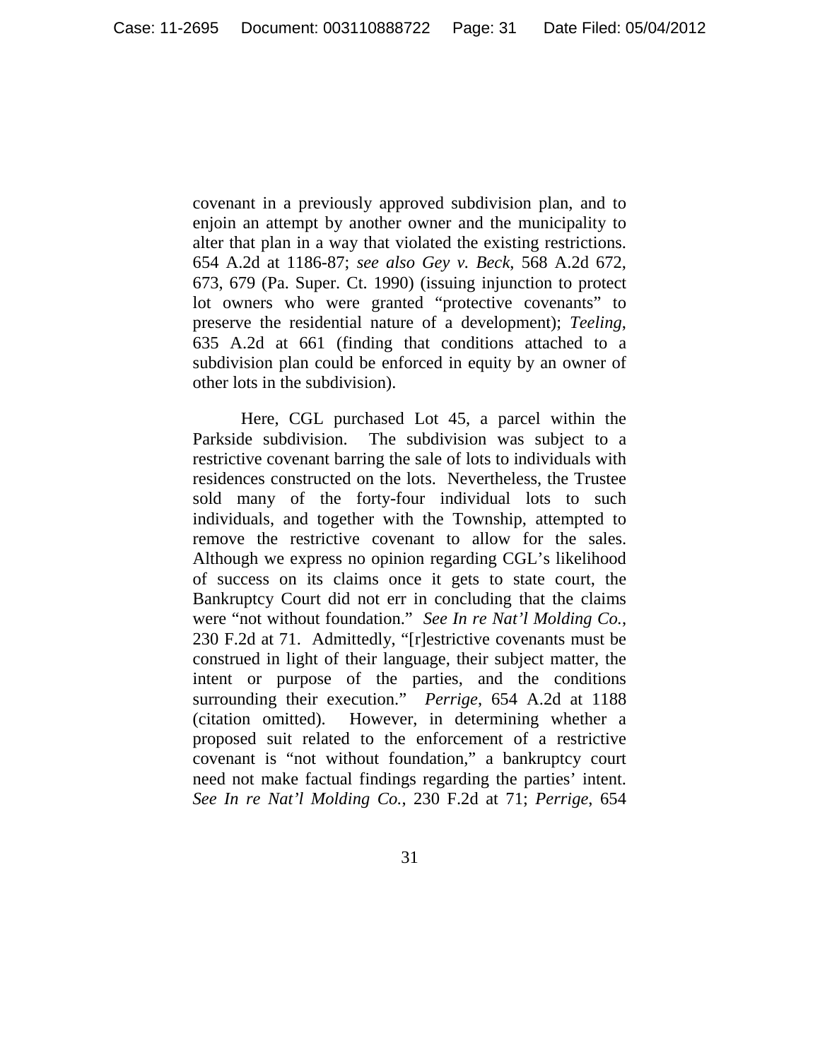covenant in a previously approved subdivision plan, and to enjoin an attempt by another owner and the municipality to alter that plan in a way that violated the existing restrictions. 654 A.2d at 1186-87; *see also Gey v. Beck*, 568 A.2d 672, 673, 679 (Pa. Super. Ct. 1990) (issuing injunction to protect lot owners who were granted "protective covenants" to preserve the residential nature of a development); *Teeling*, 635 A.2d at 661 (finding that conditions attached to a subdivision plan could be enforced in equity by an owner of other lots in the subdivision).

Here, CGL purchased Lot 45, a parcel within the Parkside subdivision. The subdivision was subject to a restrictive covenant barring the sale of lots to individuals with residences constructed on the lots. Nevertheless, the Trustee sold many of the forty-four individual lots to such individuals, and together with the Township, attempted to remove the restrictive covenant to allow for the sales. Although we express no opinion regarding CGL's likelihood of success on its claims once it gets to state court, the Bankruptcy Court did not err in concluding that the claims were "not without foundation." *See In re Nat'l Molding Co.*, 230 F.2d at 71. Admittedly, "[r]estrictive covenants must be construed in light of their language, their subject matter, the intent or purpose of the parties, and the conditions surrounding their execution." *Perrige*, 654 A.2d at 1188 (citation omitted). However, in determining whether a proposed suit related to the enforcement of a restrictive covenant is "not without foundation," a bankruptcy court need not make factual findings regarding the parties' intent. *See In re Nat'l Molding Co.*, 230 F.2d at 71; *Perrige*, 654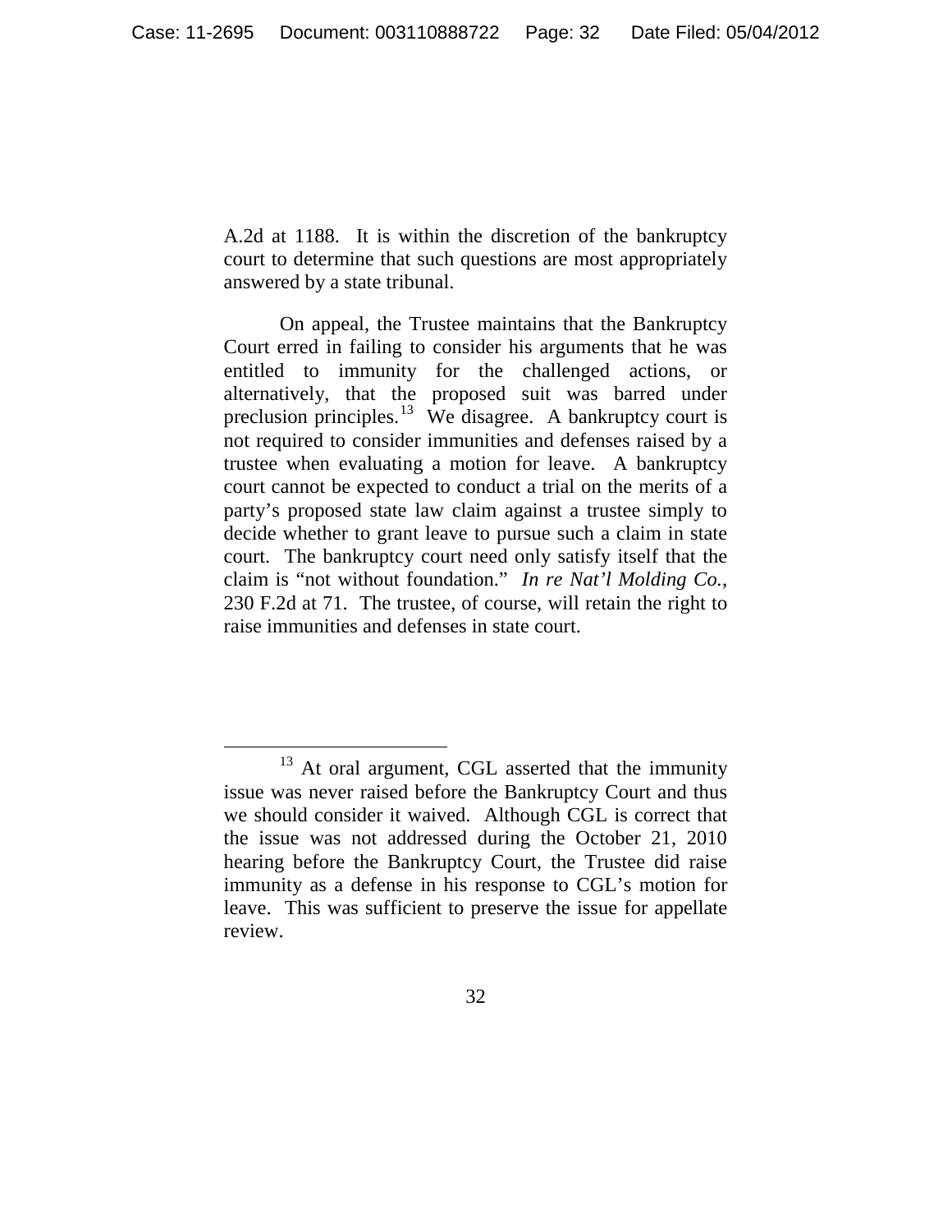A.2d at 1188. It is within the discretion of the bankruptcy court to determine that such questions are most appropriately answered by a state tribunal.

On appeal, the Trustee maintains that the Bankruptcy Court erred in failing to consider his arguments that he was entitled to immunity for the challenged actions, or alternatively, that the proposed suit was barred under preclusion principles.[13] We disagree. A bankruptcy court is not required to consider immunities and defenses raised by a trustee when evaluating a motion for leave. A bankruptcy court cannot be expected to conduct a trial on the merits of a party's proposed state law claim against a trustee simply to decide whether to grant leave to pursue such a claim in state court. The bankruptcy court need only satisfy itself that the claim is "not without foundation." *In re Nat'l Molding Co.*, 230 F.2d at 71. The trustee, of course, will retain the right to raise immunities and defenses in state court.

---

[13] At oral argument, CGL asserted that the immunity issue was never raised before the Bankruptcy Court and thus we should consider it waived. Although CGL is correct that the issue was not addressed during the October 21, 2010 hearing before the Bankruptcy Court, the Trustee did raise immunity as a defense in his response to CGL's motion for leave. This was sufficient to preserve the issue for appellate review.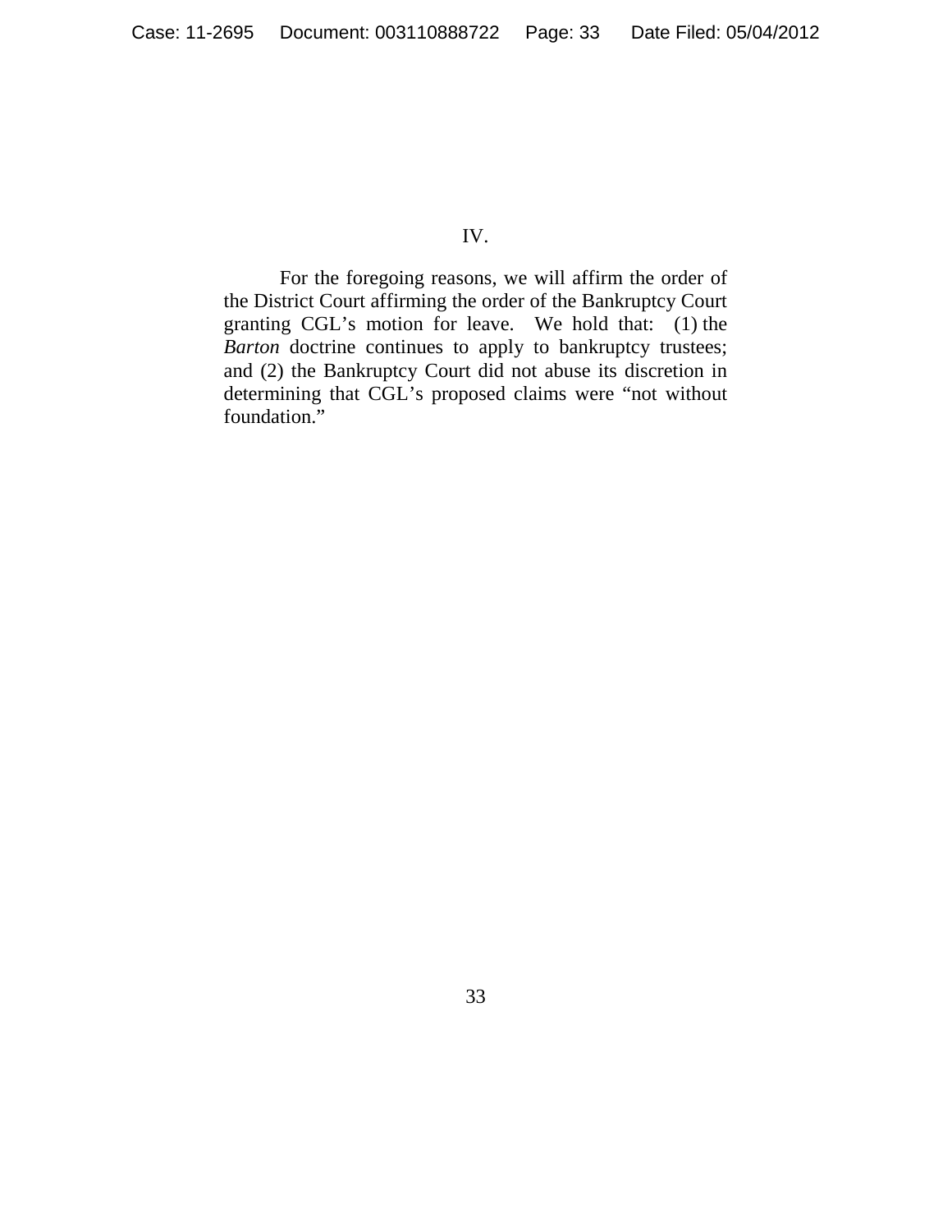## IV.

For the foregoing reasons, we will affirm the order of the District Court affirming the order of the Bankruptcy Court granting CGL's motion for leave. We hold that: (1) the *Barton* doctrine continues to apply to bankruptcy trustees; and (2) the Bankruptcy Court did not abuse its discretion in determining that CGL's proposed claims were "not without foundation."